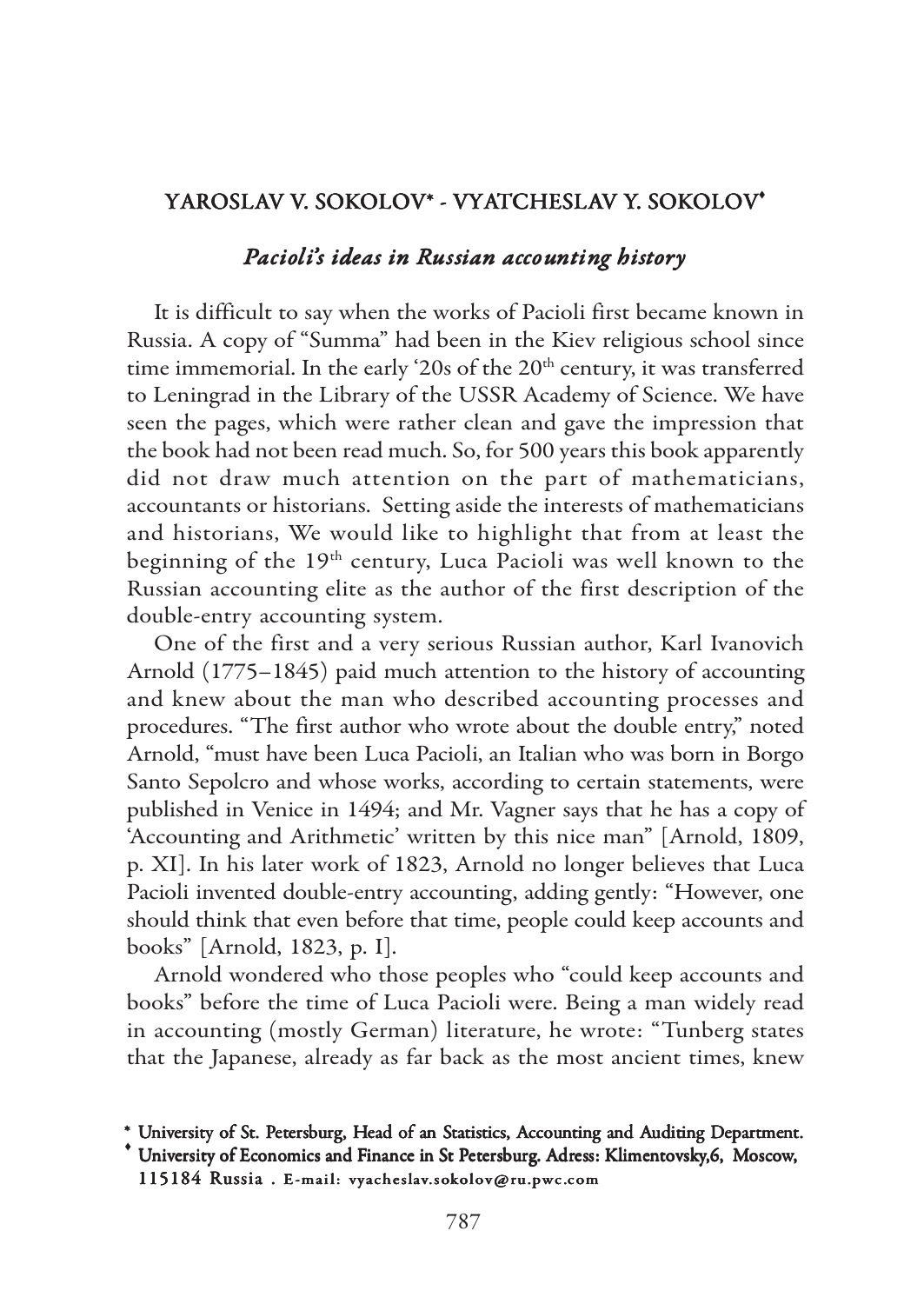## YAROSLAV V. SOKOLOV* - VYATCHESLAV Y. SOKOLOV♦

### *Pacioli's ideas in Russian accounting history*

It is difficult to say when the works of Pacioli first became known in Russia. A copy of "Summa" had been in the Kiev religious school since time immemorial. In the early '20s of the 20th century, it was transferred to Leningrad in the Library of the USSR Academy of Science. We have seen the pages, which were rather clean and gave the impression that the book had not been read much. So, for 500 years this book apparently did not draw much attention on the part of mathematicians, accountants or historians. Setting aside the interests of mathematicians and historians, We would like to highlight that from at least the beginning of the 19th century, Luca Pacioli was well known to the Russian accounting elite as the author of the first description of the double-entry accounting system.

One of the first and a very serious Russian author, Karl Ivanovich Arnold (1775–1845) paid much attention to the history of accounting and knew about the man who described accounting processes and procedures. "The first author who wrote about the double entry," noted Arnold, "must have been Luca Pacioli, an Italian who was born in Borgo Santo Sepolcro and whose works, according to certain statements, were published in Venice in 1494; and Mr. Vagner says that he has a copy of 'Accounting and Arithmetic' written by this nice man" [Arnold, 1809, p. XI]. In his later work of 1823, Arnold no longer believes that Luca Pacioli invented double-entry accounting, adding gently: "However, one should think that even before that time, people could keep accounts and books" [Arnold, 1823, p. I].

Arnold wondered who those peoples who "could keep accounts and books" before the time of Luca Pacioli were. Being a man widely read in accounting (mostly German) literature, he wrote: "Tunberg states that the Japanese, already as far back as the most ancient times, knew

---

\* University of St. Petersburg, Head of an Statistics, Accounting and Auditing Department.

♦ University of Economics and Finance in St Petersburg. Adress: Klimentovsky,6, Moscow, 115184 Russia . E-mail: vyacheslav.sokolov@ru.pwc.com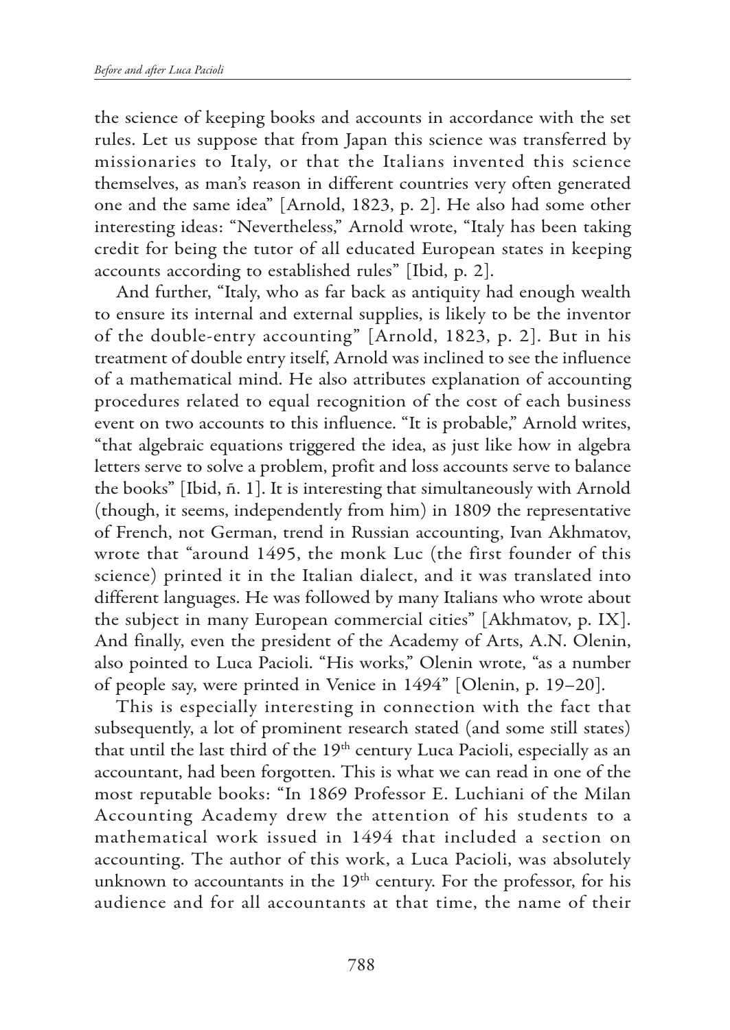the science of keeping books and accounts in accordance with the set rules. Let us suppose that from Japan this science was transferred by missionaries to Italy, or that the Italians invented this science themselves, as man's reason in different countries very often generated one and the same idea" [Arnold, 1823, p. 2]. He also had some other interesting ideas: "Nevertheless," Arnold wrote, "Italy has been taking credit for being the tutor of all educated European states in keeping accounts according to established rules" [Ibid, p. 2].

And further, "Italy, who as far back as antiquity had enough wealth to ensure its internal and external supplies, is likely to be the inventor of the double-entry accounting" [Arnold, 1823, p. 2]. But in his treatment of double entry itself, Arnold was inclined to see the influence of a mathematical mind. He also attributes explanation of accounting procedures related to equal recognition of the cost of each business event on two accounts to this influence. "It is probable," Arnold writes, "that algebraic equations triggered the idea, as just like how in algebra letters serve to solve a problem, profit and loss accounts serve to balance the books" [Ibid, ñ. 1]. It is interesting that simultaneously with Arnold (though, it seems, independently from him) in 1809 the representative of French, not German, trend in Russian accounting, Ivan Akhmatov, wrote that "around 1495, the monk Luc (the first founder of this science) printed it in the Italian dialect, and it was translated into different languages. He was followed by many Italians who wrote about the subject in many European commercial cities" [Akhmatov, p. IX]. And finally, even the president of the Academy of Arts, A.N. Olenin, also pointed to Luca Pacioli. "His works," Olenin wrote, "as a number of people say, were printed in Venice in 1494" [Olenin, p. 19–20].

This is especially interesting in connection with the fact that subsequently, a lot of prominent research stated (and some still states) that until the last third of the 19th century Luca Pacioli, especially as an accountant, had been forgotten. This is what we can read in one of the most reputable books: "In 1869 Professor E. Luchiani of the Milan Accounting Academy drew the attention of his students to a mathematical work issued in 1494 that included a section on accounting. The author of this work, a Luca Pacioli, was absolutely unknown to accountants in the 19th century. For the professor, for his audience and for all accountants at that time, the name of their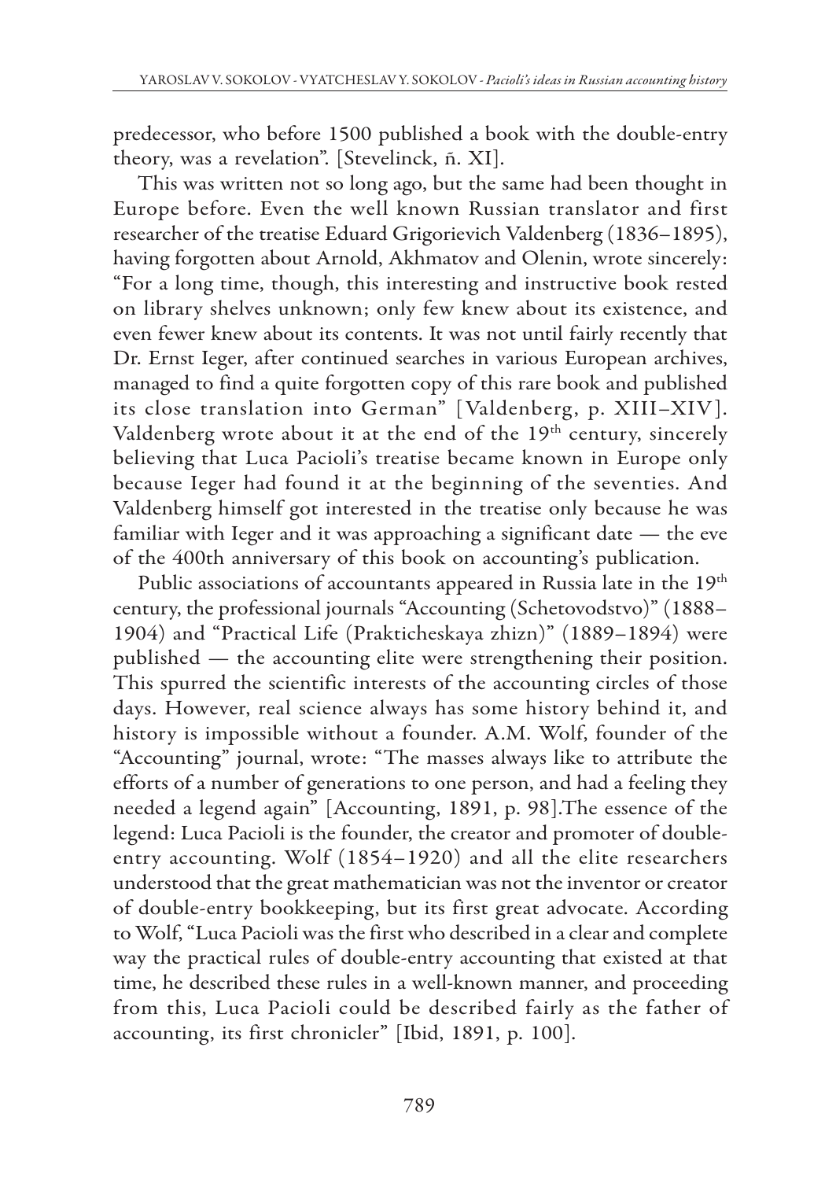predecessor, who before 1500 published a book with the double-entry theory, was a revelation". [Stevelinck, ñ. XI].

This was written not so long ago, but the same had been thought in Europe before. Even the well known Russian translator and first researcher of the treatise Eduard Grigorievich Valdenberg (1836–1895), having forgotten about Arnold, Akhmatov and Olenin, wrote sincerely: "For a long time, though, this interesting and instructive book rested on library shelves unknown; only few knew about its existence, and even fewer knew about its contents. It was not until fairly recently that Dr. Ernst Ieger, after continued searches in various European archives, managed to find a quite forgotten copy of this rare book and published its close translation into German" [Valdenberg, p. XIII–XIV]. Valdenberg wrote about it at the end of the 19th century, sincerely believing that Luca Pacioli's treatise became known in Europe only because Ieger had found it at the beginning of the seventies. And Valdenberg himself got interested in the treatise only because he was familiar with Ieger and it was approaching a significant date — the eve of the 400th anniversary of this book on accounting's publication.

Public associations of accountants appeared in Russia late in the 19th century, the professional journals "Accounting (Schetovodstvo)" (1888–1904) and "Practical Life (Prakticheskaya zhizn)" (1889–1894) were published — the accounting elite were strengthening their position. This spurred the scientific interests of the accounting circles of those days. However, real science always has some history behind it, and history is impossible without a founder. A.M. Wolf, founder of the "Accounting" journal, wrote: "The masses always like to attribute the efforts of a number of generations to one person, and had a feeling they needed a legend again" [Accounting, 1891, p. 98].The essence of the legend: Luca Pacioli is the founder, the creator and promoter of double-entry accounting. Wolf (1854–1920) and all the elite researchers understood that the great mathematician was not the inventor or creator of double-entry bookkeeping, but its first great advocate. According to Wolf, "Luca Pacioli was the first who described in a clear and complete way the practical rules of double-entry accounting that existed at that time, he described these rules in a well-known manner, and proceeding from this, Luca Pacioli could be described fairly as the father of accounting, its first chronicler" [Ibid, 1891, p. 100].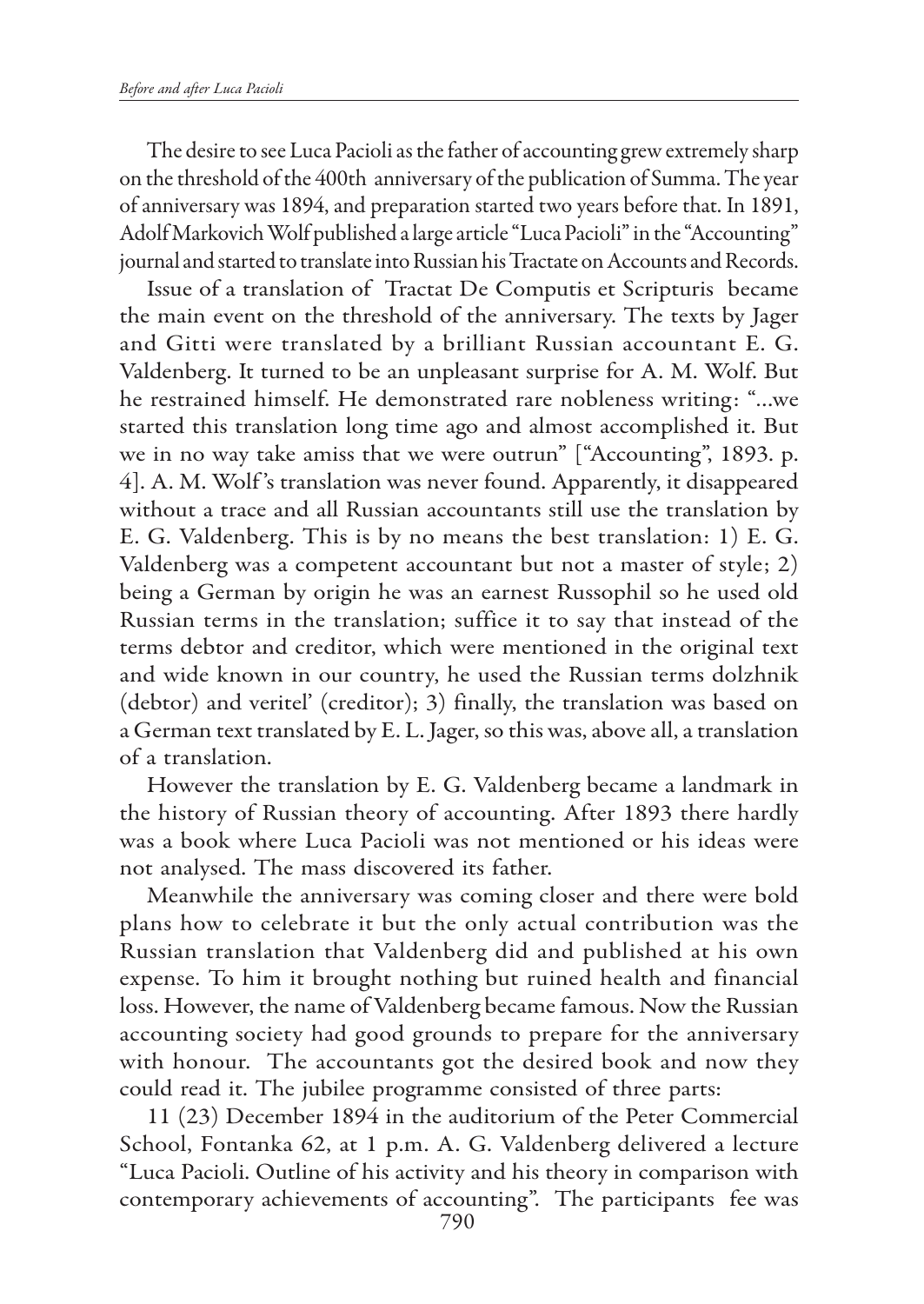The desire to see Luca Pacioli as the father of accounting grew extremely sharp on the threshold of the 400th anniversary of the publication of Summa. The year of anniversary was 1894, and preparation started two years before that. In 1891, Adolf Markovich Wolf published a large article "Luca Pacioli" in the "Accounting" journal and started to translate into Russian his Tractate on Accounts and Records.

Issue of a translation of Tractat De Computis et Scripturis became the main event on the threshold of the anniversary. The texts by Jager and Gitti were translated by a brilliant Russian accountant E. G. Valdenberg. It turned to be an unpleasant surprise for A. M. Wolf. But he restrained himself. He demonstrated rare nobleness writing: "...we started this translation long time ago and almost accomplished it. But we in no way take amiss that we were outrun" ["Accounting", 1893. p. 4]. A. M. Wolf's translation was never found. Apparently, it disappeared without a trace and all Russian accountants still use the translation by E. G. Valdenberg. This is by no means the best translation: 1) E. G. Valdenberg was a competent accountant but not a master of style; 2) being a German by origin he was an earnest Russophil so he used old Russian terms in the translation; suffice it to say that instead of the terms debtor and creditor, which were mentioned in the original text and wide known in our country, he used the Russian terms dolzhnik (debtor) and veritel' (creditor); 3) finally, the translation was based on a German text translated by E. L. Jager, so this was, above all, a translation of a translation.

However the translation by E. G. Valdenberg became a landmark in the history of Russian theory of accounting. After 1893 there hardly was a book where Luca Pacioli was not mentioned or his ideas were not analysed. The mass discovered its father.

Meanwhile the anniversary was coming closer and there were bold plans how to celebrate it but the only actual contribution was the Russian translation that Valdenberg did and published at his own expense. To him it brought nothing but ruined health and financial loss. However, the name of Valdenberg became famous. Now the Russian accounting society had good grounds to prepare for the anniversary with honour. The accountants got the desired book and now they could read it. The jubilee programme consisted of three parts:

11 (23) December 1894 in the auditorium of the Peter Commercial School, Fontanka 62, at 1 p.m. A. G. Valdenberg delivered a lecture "Luca Pacioli. Outline of his activity and his theory in comparison with contemporary achievements of accounting". The participants fee was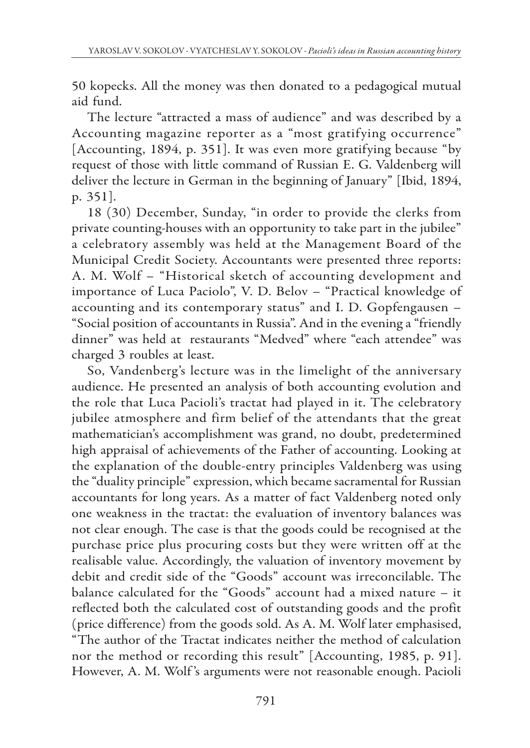50 kopecks. All the money was then donated to a pedagogical mutual aid fund.

The lecture "attracted a mass of audience" and was described by a Accounting magazine reporter as a "most gratifying occurrence" [Accounting, 1894, p. 351]. It was even more gratifying because "by request of those with little command of Russian E. G. Valdenberg will deliver the lecture in German in the beginning of January" [Ibid, 1894, p. 351].

18 (30) December, Sunday, "in order to provide the clerks from private counting-houses with an opportunity to take part in the jubilee" a celebratory assembly was held at the Management Board of the Municipal Credit Society. Accountants were presented three reports: A. M. Wolf – "Historical sketch of accounting development and importance of Luca Paciolo", V. D. Belov – "Practical knowledge of accounting and its contemporary status" and I. D. Gopfengausen – "Social position of accountants in Russia". And in the evening a "friendly dinner" was held at restaurants "Medved" where "each attendee" was charged 3 roubles at least.

So, Vandenberg's lecture was in the limelight of the anniversary audience. He presented an analysis of both accounting evolution and the role that Luca Pacioli's tractat had played in it. The celebratory jubilee atmosphere and firm belief of the attendants that the great mathematician's accomplishment was grand, no doubt, predetermined high appraisal of achievements of the Father of accounting. Looking at the explanation of the double-entry principles Valdenberg was using the "duality principle" expression, which became sacramental for Russian accountants for long years. As a matter of fact Valdenberg noted only one weakness in the tractat: the evaluation of inventory balances was not clear enough. The case is that the goods could be recognised at the purchase price plus procuring costs but they were written off at the realisable value. Accordingly, the valuation of inventory movement by debit and credit side of the "Goods" account was irreconcilable. The balance calculated for the "Goods" account had a mixed nature – it reflected both the calculated cost of outstanding goods and the profit (price difference) from the goods sold. As A. M. Wolf later emphasised, "The author of the Tractat indicates neither the method of calculation nor the method or recording this result" [Accounting, 1985, p. 91]. However, A. M. Wolf's arguments were not reasonable enough. Pacioli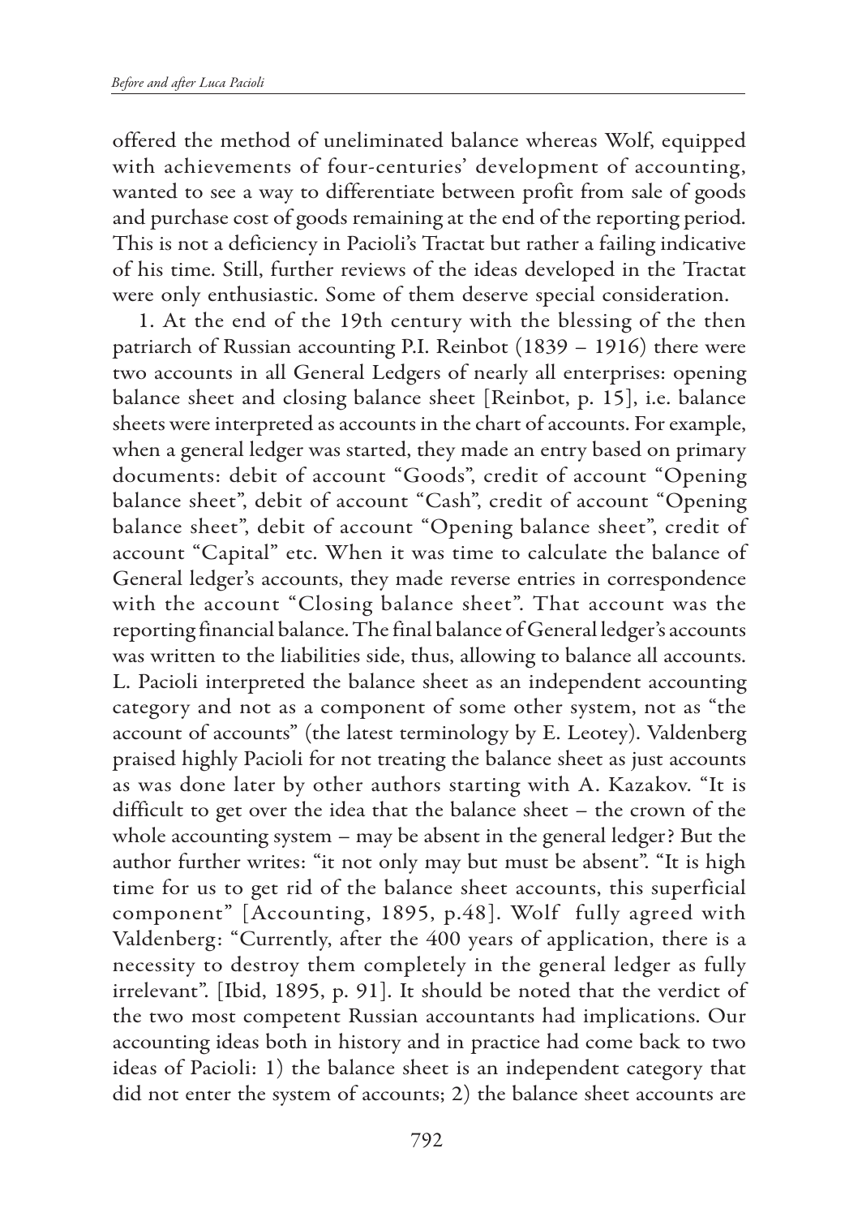offered the method of uneliminated balance whereas Wolf, equipped with achievements of four-centuries' development of accounting, wanted to see a way to differentiate between profit from sale of goods and purchase cost of goods remaining at the end of the reporting period. This is not a deficiency in Pacioli's Tractat but rather a failing indicative of his time. Still, further reviews of the ideas developed in the Tractat were only enthusiastic. Some of them deserve special consideration.

1. At the end of the 19th century with the blessing of the then patriarch of Russian accounting P.I. Reinbot (1839 – 1916) there were two accounts in all General Ledgers of nearly all enterprises: opening balance sheet and closing balance sheet [Reinbot, p. 15], i.e. balance sheets were interpreted as accounts in the chart of accounts. For example, when a general ledger was started, they made an entry based on primary documents: debit of account "Goods", credit of account "Opening balance sheet", debit of account "Cash", credit of account "Opening balance sheet", debit of account "Opening balance sheet", credit of account "Capital" etc. When it was time to calculate the balance of General ledger's accounts, they made reverse entries in correspondence with the account "Closing balance sheet". That account was the reporting financial balance. The final balance of General ledger's accounts was written to the liabilities side, thus, allowing to balance all accounts. L. Pacioli interpreted the balance sheet as an independent accounting category and not as a component of some other system, not as "the account of accounts" (the latest terminology by E. Leotey). Valdenberg praised highly Pacioli for not treating the balance sheet as just accounts as was done later by other authors starting with A. Kazakov. "It is difficult to get over the idea that the balance sheet – the crown of the whole accounting system – may be absent in the general ledger? But the author further writes: "it not only may but must be absent". "It is high time for us to get rid of the balance sheet accounts, this superficial component" [Accounting, 1895, p.48]. Wolf fully agreed with Valdenberg: "Currently, after the 400 years of application, there is a necessity to destroy them completely in the general ledger as fully irrelevant". [Ibid, 1895, p. 91]. It should be noted that the verdict of the two most competent Russian accountants had implications. Our accounting ideas both in history and in practice had come back to two ideas of Pacioli: 1) the balance sheet is an independent category that did not enter the system of accounts; 2) the balance sheet accounts are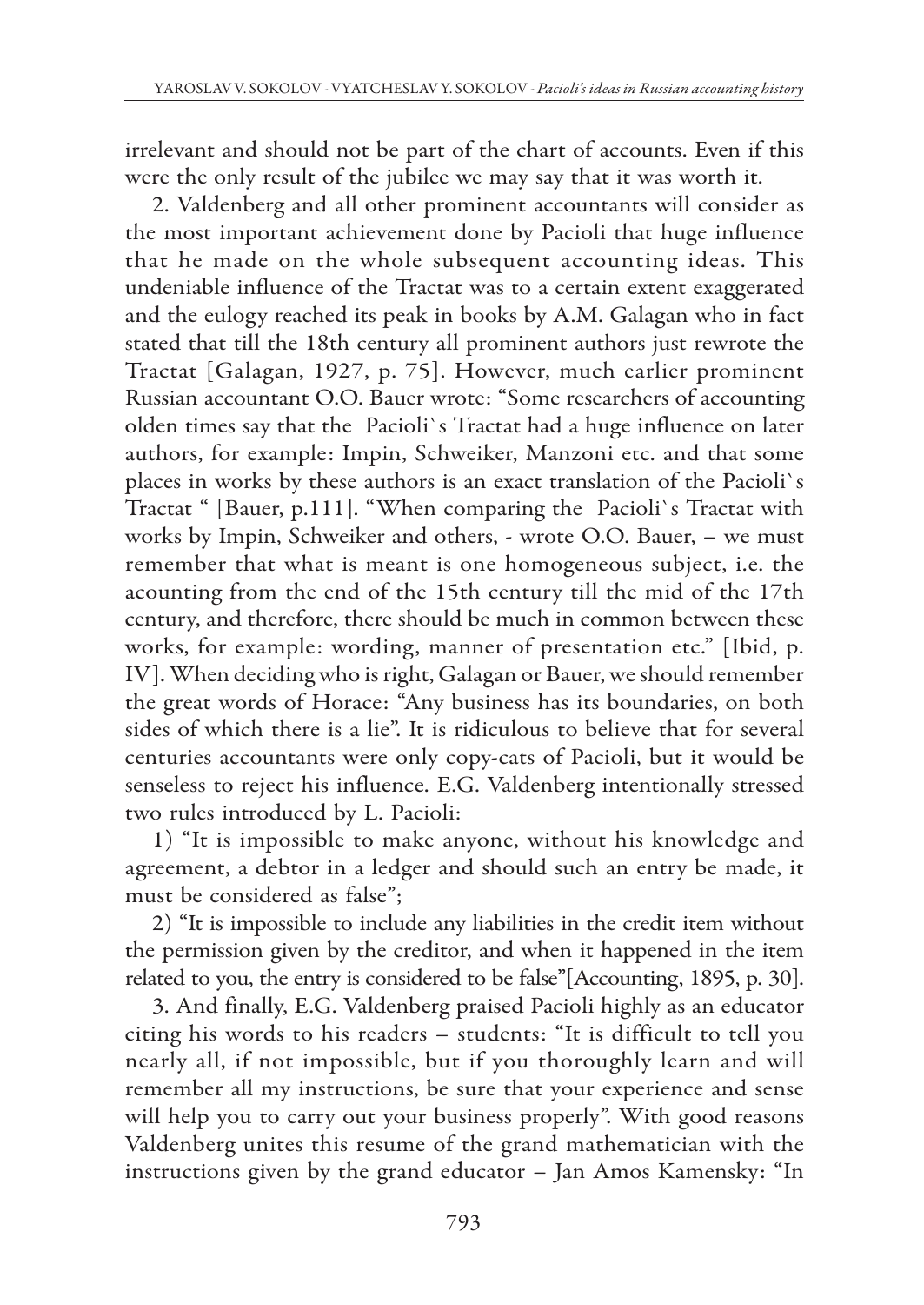irrelevant and should not be part of the chart of accounts. Even if this were the only result of the jubilee we may say that it was worth it.

2. Valdenberg and all other prominent accountants will consider as the most important achievement done by Pacioli that huge influence that he made on the whole subsequent accounting ideas. This undeniable influence of the Tractat was to a certain extent exaggerated and the eulogy reached its peak in books by A.M. Galagan who in fact stated that till the 18th century all prominent authors just rewrote the Tractat [Galagan, 1927, p. 75]. However, much earlier prominent Russian accountant O.O. Bauer wrote: "Some researchers of accounting olden times say that the Pacioli`s Tractat had a huge influence on later authors, for example: Impin, Schweiker, Manzoni etc. and that some places in works by these authors is an exact translation of the Pacioli`s Tractat " [Bauer, p.111]. "When comparing the Pacioli`s Tractat with works by Impin, Schweiker and others, - wrote O.O. Bauer, – we must remember that what is meant is one homogeneous subject, i.e. the acounting from the end of the 15th century till the mid of the 17th century, and therefore, there should be much in common between these works, for example: wording, manner of presentation etc." [Ibid, p. IV]. When deciding who is right, Galagan or Bauer, we should remember the great words of Horace: "Any business has its boundaries, on both sides of which there is a lie". It is ridiculous to believe that for several centuries accountants were only copy-cats of Pacioli, but it would be senseless to reject his influence. E.G. Valdenberg intentionally stressed two rules introduced by L. Pacioli:

1) "It is impossible to make anyone, without his knowledge and agreement, a debtor in a ledger and should such an entry be made, it must be considered as false";

2) "It is impossible to include any liabilities in the credit item without the permission given by the creditor, and when it happened in the item related to you, the entry is considered to be false"[Accounting, 1895, p. 30].

3. And finally, E.G. Valdenberg praised Pacioli highly as an educator citing his words to his readers – students: "It is difficult to tell you nearly all, if not impossible, but if you thoroughly learn and will remember all my instructions, be sure that your experience and sense will help you to carry out your business properly". With good reasons Valdenberg unites this resume of the grand mathematician with the instructions given by the grand educator – Jan Amos Kamensky: "In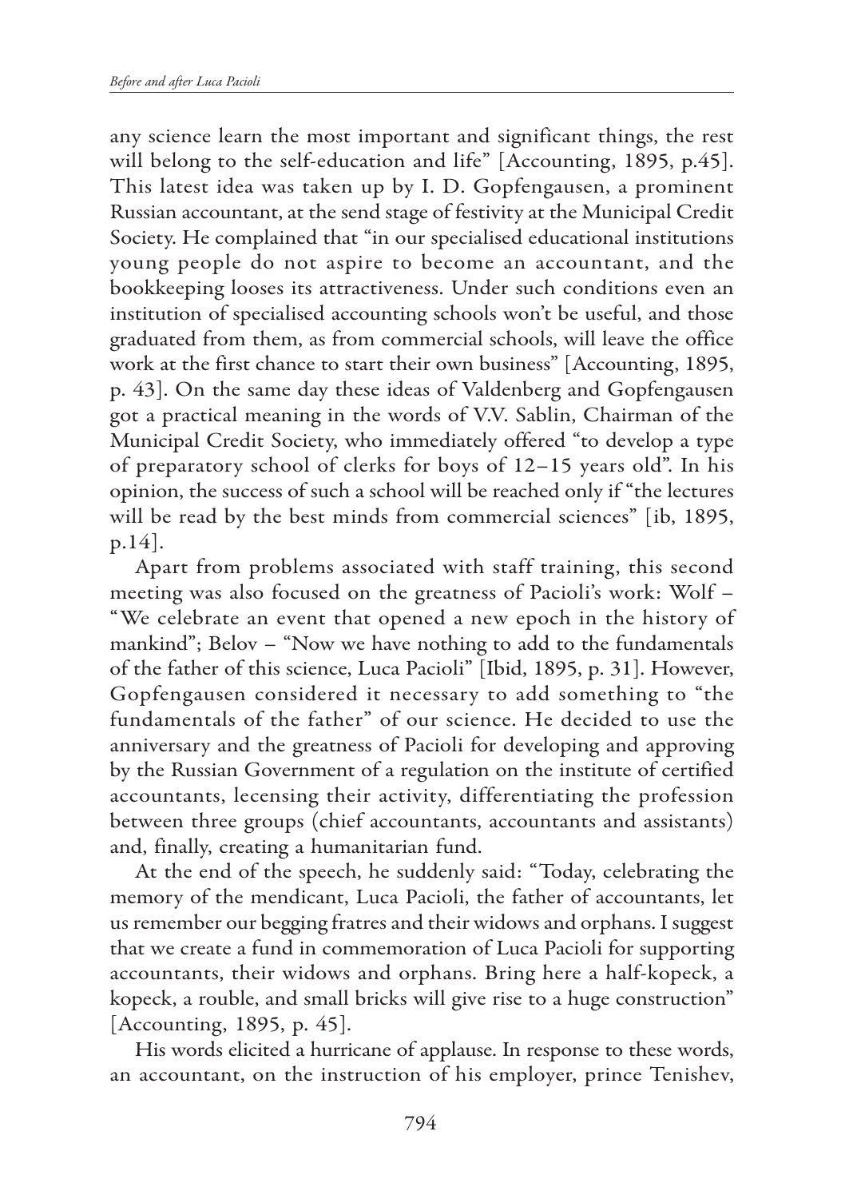any science learn the most important and significant things, the rest will belong to the self-education and life" [Accounting, 1895, p.45]. This latest idea was taken up by I. D. Gopfengausen, a prominent Russian accountant, at the send stage of festivity at the Municipal Credit Society. He complained that "in our specialised educational institutions young people do not aspire to become an accountant, and the bookkeeping looses its attractiveness. Under such conditions even an institution of specialised accounting schools won't be useful, and those graduated from them, as from commercial schools, will leave the office work at the first chance to start their own business" [Accounting, 1895, p. 43]. On the same day these ideas of Valdenberg and Gopfengausen got a practical meaning in the words of V.V. Sablin, Chairman of the Municipal Credit Society, who immediately offered "to develop a type of preparatory school of clerks for boys of 12–15 years old". In his opinion, the success of such a school will be reached only if "the lectures will be read by the best minds from commercial sciences" [ib, 1895, p.14].

Apart from problems associated with staff training, this second meeting was also focused on the greatness of Pacioli's work: Wolf – "We celebrate an event that opened a new epoch in the history of mankind"; Belov – "Now we have nothing to add to the fundamentals of the father of this science, Luca Pacioli" [Ibid, 1895, p. 31]. However, Gopfengausen considered it necessary to add something to "the fundamentals of the father" of our science. He decided to use the anniversary and the greatness of Pacioli for developing and approving by the Russian Government of a regulation on the institute of certified accountants, lecensing their activity, differentiating the profession between three groups (chief accountants, accountants and assistants) and, finally, creating a humanitarian fund.

At the end of the speech, he suddenly said: "Today, celebrating the memory of the mendicant, Luca Pacioli, the father of accountants, let us remember our begging fratres and their widows and orphans. I suggest that we create a fund in commemoration of Luca Pacioli for supporting accountants, their widows and orphans. Bring here a half-kopeck, a kopeck, a rouble, and small bricks will give rise to a huge construction" [Accounting, 1895, p. 45].

His words elicited a hurricane of applause. In response to these words, an accountant, on the instruction of his employer, prince Tenishev,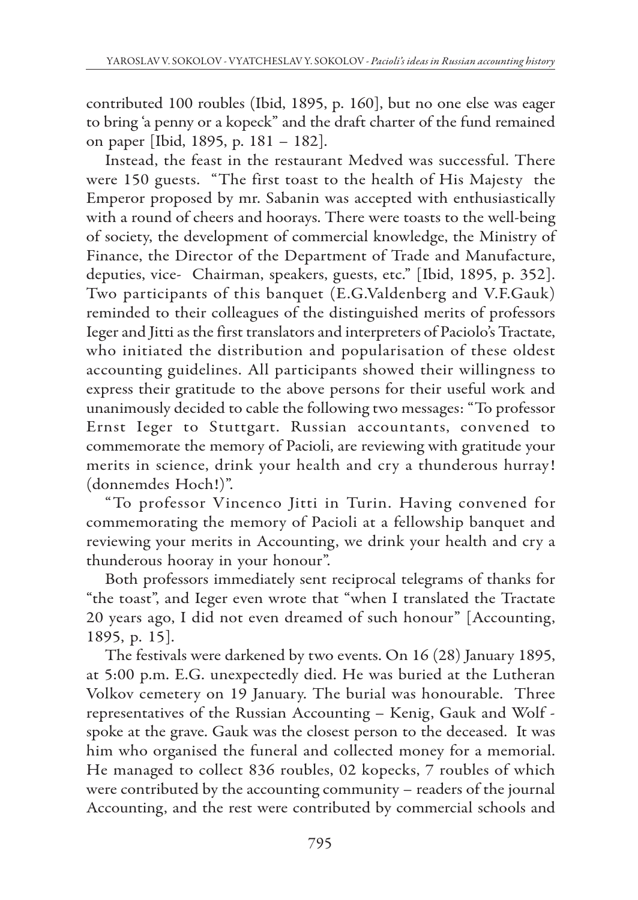contributed 100 roubles (Ibid, 1895, p. 160], but no one else was eager to bring 'a penny or a kopeck" and the draft charter of the fund remained on paper [Ibid, 1895, p. 181 – 182].

Instead, the feast in the restaurant Medved was successful. There were 150 guests. "The first toast to the health of His Majesty the Emperor proposed by mr. Sabanin was accepted with enthusiastically with a round of cheers and hoorays. There were toasts to the well-being of society, the development of commercial knowledge, the Ministry of Finance, the Director of the Department of Trade and Manufacture, deputies, vice- Chairman, speakers, guests, etc." [Ibid, 1895, p. 352]. Two participants of this banquet (E.G.Valdenberg and V.F.Gauk) reminded to their colleagues of the distinguished merits of professors Ieger and Jitti as the first translators and interpreters of Paciolo's Tractate, who initiated the distribution and popularisation of these oldest accounting guidelines. All participants showed their willingness to express their gratitude to the above persons for their useful work and unanimously decided to cable the following two messages: "To professor Ernst Ieger to Stuttgart. Russian accountants, convened to commemorate the memory of Pacioli, are reviewing with gratitude your merits in science, drink your health and cry a thunderous hurray! (donnemdes Hoch!)".

"To professor Vincenco Jitti in Turin. Having convened for commemorating the memory of Pacioli at a fellowship banquet and reviewing your merits in Accounting, we drink your health and cry a thunderous hooray in your honour".

Both professors immediately sent reciprocal telegrams of thanks for "the toast", and Ieger even wrote that "when I translated the Tractate 20 years ago, I did not even dreamed of such honour" [Accounting, 1895, p. 15].

The festivals were darkened by two events. On 16 (28) January 1895, at 5:00 p.m. E.G. unexpectedly died. He was buried at the Lutheran Volkov cemetery on 19 January. The burial was honourable. Three representatives of the Russian Accounting – Kenig, Gauk and Wolf - spoke at the grave. Gauk was the closest person to the deceased. It was him who organised the funeral and collected money for a memorial. He managed to collect 836 roubles, 02 kopecks, 7 roubles of which were contributed by the accounting community – readers of the journal Accounting, and the rest were contributed by commercial schools and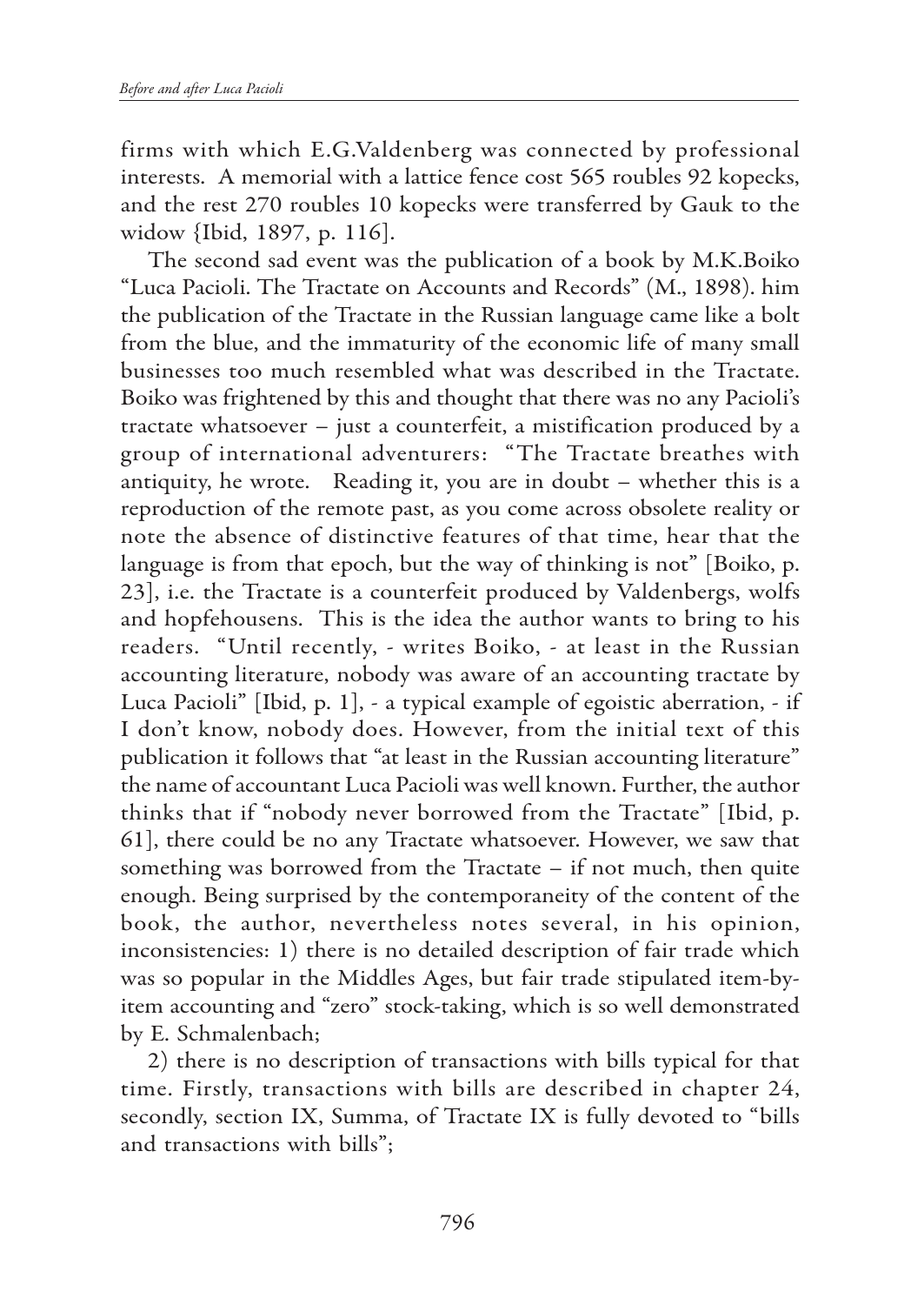firms with which E.G.Valdenberg was connected by professional interests. A memorial with a lattice fence cost 565 roubles 92 kopecks, and the rest 270 roubles 10 kopecks were transferred by Gauk to the widow {Ibid, 1897, p. 116].

The second sad event was the publication of a book by M.K.Boiko "Luca Pacioli. The Tractate on Accounts and Records" (M., 1898). him the publication of the Tractate in the Russian language came like a bolt from the blue, and the immaturity of the economic life of many small businesses too much resembled what was described in the Tractate. Boiko was frightened by this and thought that there was no any Pacioli's tractate whatsoever – just a counterfeit, a mistification produced by a group of international adventurers: "The Tractate breathes with antiquity, he wrote. Reading it, you are in doubt – whether this is a reproduction of the remote past, as you come across obsolete reality or note the absence of distinctive features of that time, hear that the language is from that epoch, but the way of thinking is not" [Boiko, p. 23], i.e. the Tractate is a counterfeit produced by Valdenbergs, wolfs and hopfehousens. This is the idea the author wants to bring to his readers. "Until recently, - writes Boiko, - at least in the Russian accounting literature, nobody was aware of an accounting tractate by Luca Pacioli" [Ibid, p. 1], - a typical example of egoistic aberration, - if I don't know, nobody does. However, from the initial text of this publication it follows that "at least in the Russian accounting literature" the name of accountant Luca Pacioli was well known. Further, the author thinks that if "nobody never borrowed from the Tractate" [Ibid, p. 61], there could be no any Tractate whatsoever. However, we saw that something was borrowed from the Tractate – if not much, then quite enough. Being surprised by the contemporaneity of the content of the book, the author, nevertheless notes several, in his opinion, inconsistencies: 1) there is no detailed description of fair trade which was so popular in the Middles Ages, but fair trade stipulated item-by-item accounting and "zero" stock-taking, which is so well demonstrated by E. Schmalenbach;

2) there is no description of transactions with bills typical for that time. Firstly, transactions with bills are described in chapter 24, secondly, section IX, Summa, of Tractate IX is fully devoted to "bills and transactions with bills";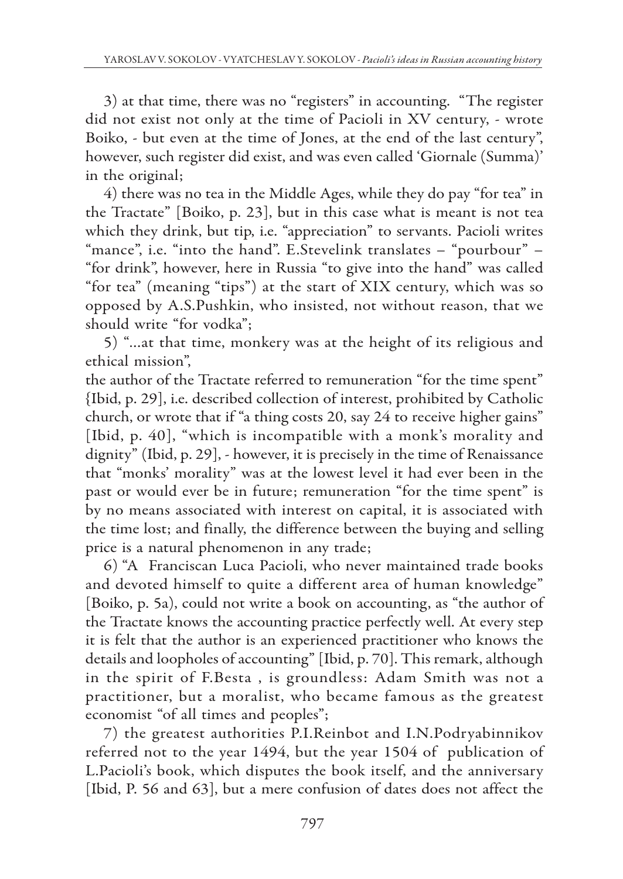3) at that time, there was no "registers" in accounting. "The register did not exist not only at the time of Pacioli in XV century, - wrote Boiko, - but even at the time of Jones, at the end of the last century", however, such register did exist, and was even called 'Giornale (Summa)' in the original;

4) there was no tea in the Middle Ages, while they do pay "for tea" in the Tractate" [Boiko, p. 23], but in this case what is meant is not tea which they drink, but tip, i.e. "appreciation" to servants. Pacioli writes "mance", i.e. "into the hand". E.Stevelink translates – "pourbour" – "for drink", however, here in Russia "to give into the hand" was called "for tea" (meaning "tips") at the start of XIX century, which was so opposed by A.S.Pushkin, who insisted, not without reason, that we should write "for vodka";

5) "...at that time, monkery was at the height of its religious and ethical mission",
the author of the Tractate referred to remuneration "for the time spent" {Ibid, p. 29], i.e. described collection of interest, prohibited by Catholic church, or wrote that if "a thing costs 20, say 24 to receive higher gains" [Ibid, p. 40], "which is incompatible with a monk's morality and dignity" (Ibid, p. 29], - however, it is precisely in the time of Renaissance that "monks' morality" was at the lowest level it had ever been in the past or would ever be in future; remuneration "for the time spent" is by no means associated with interest on capital, it is associated with the time lost; and finally, the difference between the buying and selling price is a natural phenomenon in any trade;

6) "A Franciscan Luca Pacioli, who never maintained trade books and devoted himself to quite a different area of human knowledge" [Boiko, p. 5a), could not write a book on accounting, as "the author of the Tractate knows the accounting practice perfectly well. At every step it is felt that the author is an experienced practitioner who knows the details and loopholes of accounting" [Ibid, p. 70]. This remark, although in the spirit of F.Besta , is groundless: Adam Smith was not a practitioner, but a moralist, who became famous as the greatest economist "of all times and peoples";

7) the greatest authorities P.I.Reinbot and I.N.Podryabinnikov referred not to the year 1494, but the year 1504 of publication of L.Pacioli's book, which disputes the book itself, and the anniversary [Ibid, P. 56 and 63], but a mere confusion of dates does not affect the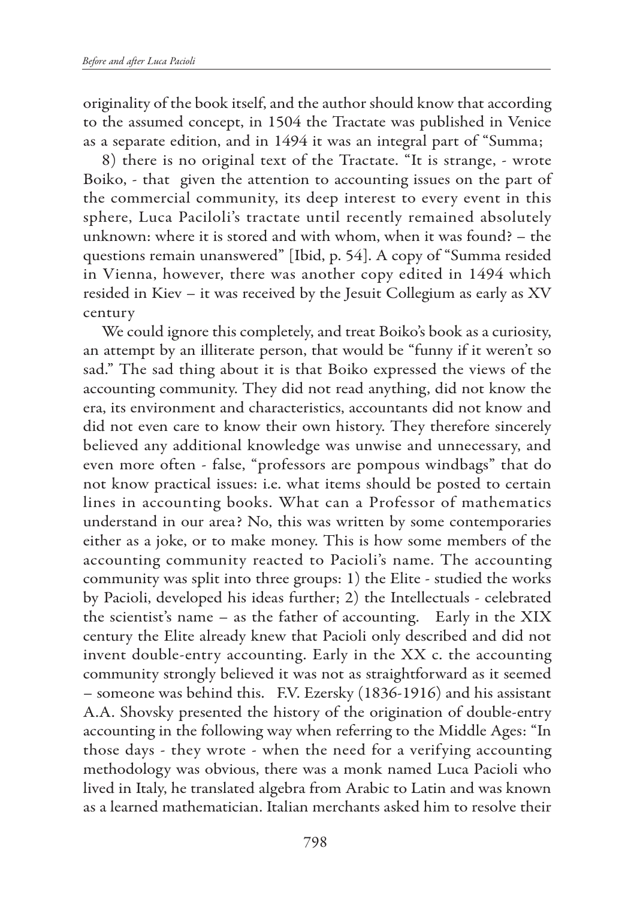originality of the book itself, and the author should know that according to the assumed concept, in 1504 the Tractate was published in Venice as a separate edition, and in 1494 it was an integral part of "Summa;

8) there is no original text of the Tractate. "It is strange, - wrote Boiko, - that given the attention to accounting issues on the part of the commercial community, its deep interest to every event in this sphere, Luca Paciloli's tractate until recently remained absolutely unknown: where it is stored and with whom, when it was found? – the questions remain unanswered" [Ibid, p. 54]. A copy of "Summa resided in Vienna, however, there was another copy edited in 1494 which resided in Kiev – it was received by the Jesuit Collegium as early as XV century

We could ignore this completely, and treat Boiko's book as a curiosity, an attempt by an illiterate person, that would be "funny if it weren't so sad." The sad thing about it is that Boiko expressed the views of the accounting community. They did not read anything, did not know the era, its environment and characteristics, accountants did not know and did not even care to know their own history. They therefore sincerely believed any additional knowledge was unwise and unnecessary, and even more often - false, "professors are pompous windbags" that do not know practical issues: i.e. what items should be posted to certain lines in accounting books. What can a Professor of mathematics understand in our area? No, this was written by some contemporaries either as a joke, or to make money. This is how some members of the accounting community reacted to Pacioli's name. The accounting community was split into three groups: 1) the Elite - studied the works by Pacioli, developed his ideas further; 2) the Intellectuals - celebrated the scientist's name – as the father of accounting. Early in the XIX century the Elite already knew that Pacioli only described and did not invent double-entry accounting. Early in the XX c. the accounting community strongly believed it was not as straightforward as it seemed – someone was behind this. F.V. Ezersky (1836-1916) and his assistant A.A. Shovsky presented the history of the origination of double-entry accounting in the following way when referring to the Middle Ages: "In those days - they wrote - when the need for a verifying accounting methodology was obvious, there was a monk named Luca Pacioli who lived in Italy, he translated algebra from Arabic to Latin and was known as a learned mathematician. Italian merchants asked him to resolve their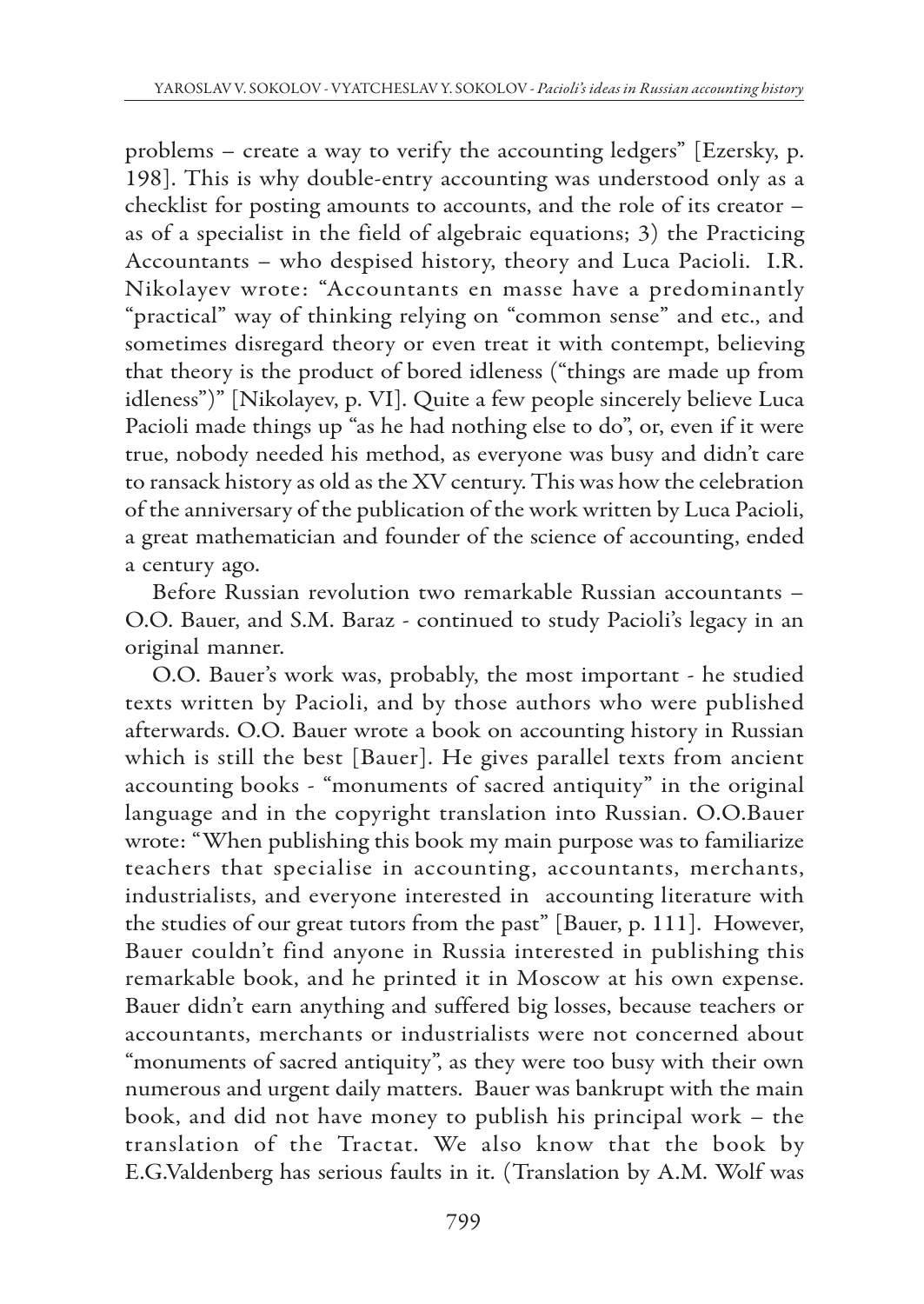problems – create a way to verify the accounting ledgers" [Ezersky, p. 198]. This is why double-entry accounting was understood only as a checklist for posting amounts to accounts, and the role of its creator – as of a specialist in the field of algebraic equations; 3) the Practicing Accountants – who despised history, theory and Luca Pacioli. I.R. Nikolayev wrote: "Accountants en masse have a predominantly "practical" way of thinking relying on "common sense" and etc., and sometimes disregard theory or even treat it with contempt, believing that theory is the product of bored idleness ("things are made up from idleness")" [Nikolayev, p. VI]. Quite a few people sincerely believe Luca Pacioli made things up "as he had nothing else to do", or, even if it were true, nobody needed his method, as everyone was busy and didn't care to ransack history as old as the XV century. This was how the celebration of the anniversary of the publication of the work written by Luca Pacioli, a great mathematician and founder of the science of accounting, ended a century ago.

Before Russian revolution two remarkable Russian accountants – O.O. Bauer, and S.M. Baraz - continued to study Pacioli's legacy in an original manner.

O.O. Bauer's work was, probably, the most important - he studied texts written by Pacioli, and by those authors who were published afterwards. O.O. Bauer wrote a book on accounting history in Russian which is still the best [Bauer]. He gives parallel texts from ancient accounting books - "monuments of sacred antiquity" in the original language and in the copyright translation into Russian. O.O.Bauer wrote: "When publishing this book my main purpose was to familiarize teachers that specialise in accounting, accountants, merchants, industrialists, and everyone interested in accounting literature with the studies of our great tutors from the past" [Bauer, p. 111]. However, Bauer couldn't find anyone in Russia interested in publishing this remarkable book, and he printed it in Moscow at his own expense. Bauer didn't earn anything and suffered big losses, because teachers or accountants, merchants or industrialists were not concerned about "monuments of sacred antiquity", as they were too busy with their own numerous and urgent daily matters. Bauer was bankrupt with the main book, and did not have money to publish his principal work – the translation of the Tractat. We also know that the book by E.G.Valdenberg has serious faults in it. (Translation by A.M. Wolf was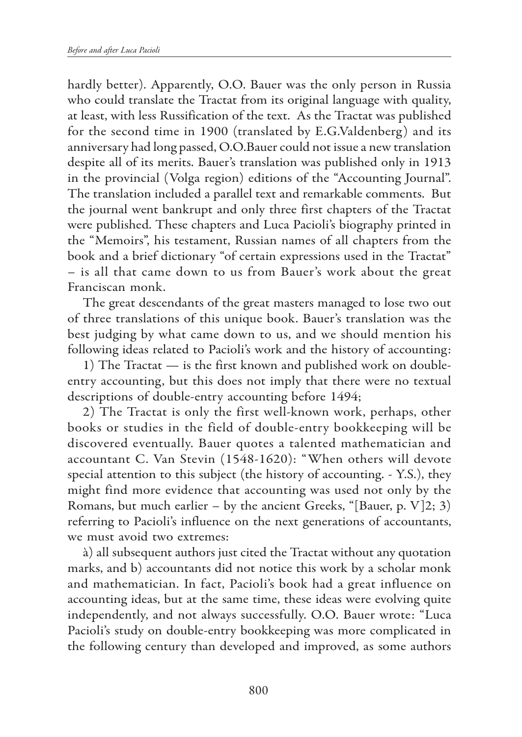hardly better). Apparently, O.O. Bauer was the only person in Russia who could translate the Tractat from its original language with quality, at least, with less Russification of the text. As the Tractat was published for the second time in 1900 (translated by E.G.Valdenberg) and its anniversary had long passed, O.O.Bauer could not issue a new translation despite all of its merits. Bauer's translation was published only in 1913 in the provincial (Volga region) editions of the "Accounting Journal". The translation included a parallel text and remarkable comments. But the journal went bankrupt and only three first chapters of the Tractat were published. These chapters and Luca Pacioli's biography printed in the "Memoirs", his testament, Russian names of all chapters from the book and a brief dictionary "of certain expressions used in the Tractat" – is all that came down to us from Bauer's work about the great Franciscan monk.

The great descendants of the great masters managed to lose two out of three translations of this unique book. Bauer's translation was the best judging by what came down to us, and we should mention his following ideas related to Pacioli's work and the history of accounting:

1) The Tractat — is the first known and published work on double-entry accounting, but this does not imply that there were no textual descriptions of double-entry accounting before 1494;

2) The Tractat is only the first well-known work, perhaps, other books or studies in the field of double-entry bookkeeping will be discovered eventually. Bauer quotes a talented mathematician and accountant C. Van Stevin (1548-1620): "When others will devote special attention to this subject (the history of accounting. - Y.S.), they might find more evidence that accounting was used not only by the Romans, but much earlier – by the ancient Greeks, "[Bauer, p. V]2; 3) referring to Pacioli's influence on the next generations of accountants, we must avoid two extremes:

à) all subsequent authors just cited the Tractat without any quotation marks, and b) accountants did not notice this work by a scholar monk and mathematician. In fact, Pacioli's book had a great influence on accounting ideas, but at the same time, these ideas were evolving quite independently, and not always successfully. O.O. Bauer wrote: "Luca Pacioli's study on double-entry bookkeeping was more complicated in the following century than developed and improved, as some authors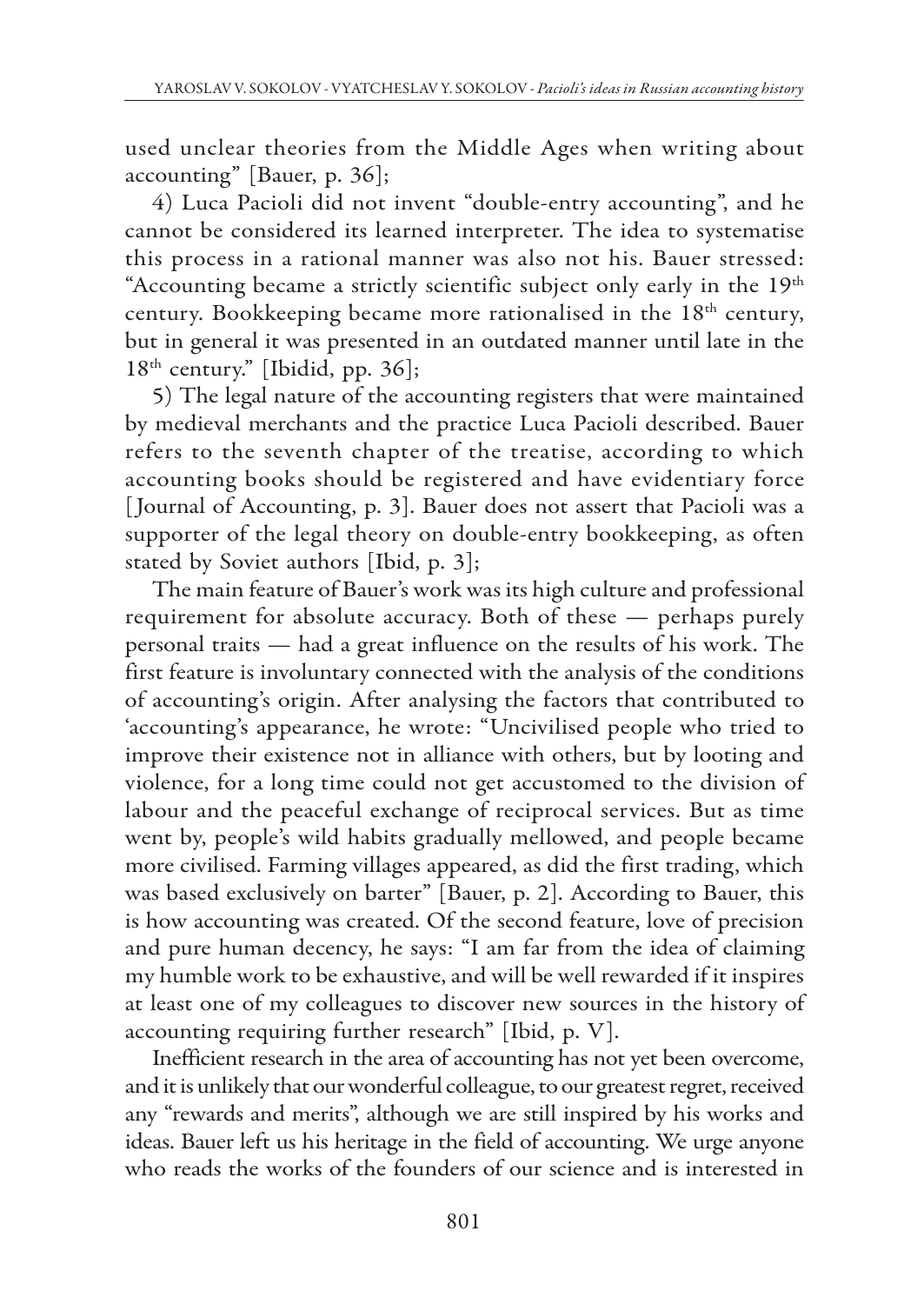used unclear theories from the Middle Ages when writing about accounting" [Bauer, p. 36];

4) Luca Pacioli did not invent "double-entry accounting", and he cannot be considered its learned interpreter. The idea to systematise this process in a rational manner was also not his. Bauer stressed: "Accounting became a strictly scientific subject only early in the 19th century. Bookkeeping became more rationalised in the 18th century, but in general it was presented in an outdated manner until late in the 18th century." [Ibidid, pp. 36];

5) The legal nature of the accounting registers that were maintained by medieval merchants and the practice Luca Pacioli described. Bauer refers to the seventh chapter of the treatise, according to which accounting books should be registered and have evidentiary force [Journal of Accounting, p. 3]. Bauer does not assert that Pacioli was a supporter of the legal theory on double-entry bookkeeping, as often stated by Soviet authors [Ibid, p. 3];

The main feature of Bauer's work was its high culture and professional requirement for absolute accuracy. Both of these — perhaps purely personal traits — had a great influence on the results of his work. The first feature is involuntary connected with the analysis of the conditions of accounting's origin. After analysing the factors that contributed to 'accounting's appearance, he wrote: "Uncivilised people who tried to improve their existence not in alliance with others, but by looting and violence, for a long time could not get accustomed to the division of labour and the peaceful exchange of reciprocal services. But as time went by, people's wild habits gradually mellowed, and people became more civilised. Farming villages appeared, as did the first trading, which was based exclusively on barter" [Bauer, p. 2]. According to Bauer, this is how accounting was created. Of the second feature, love of precision and pure human decency, he says: "I am far from the idea of claiming my humble work to be exhaustive, and will be well rewarded if it inspires at least one of my colleagues to discover new sources in the history of accounting requiring further research" [Ibid, p. V].

Inefficient research in the area of accounting has not yet been overcome, and it is unlikely that our wonderful colleague, to our greatest regret, received any "rewards and merits", although we are still inspired by his works and ideas. Bauer left us his heritage in the field of accounting. We urge anyone who reads the works of the founders of our science and is interested in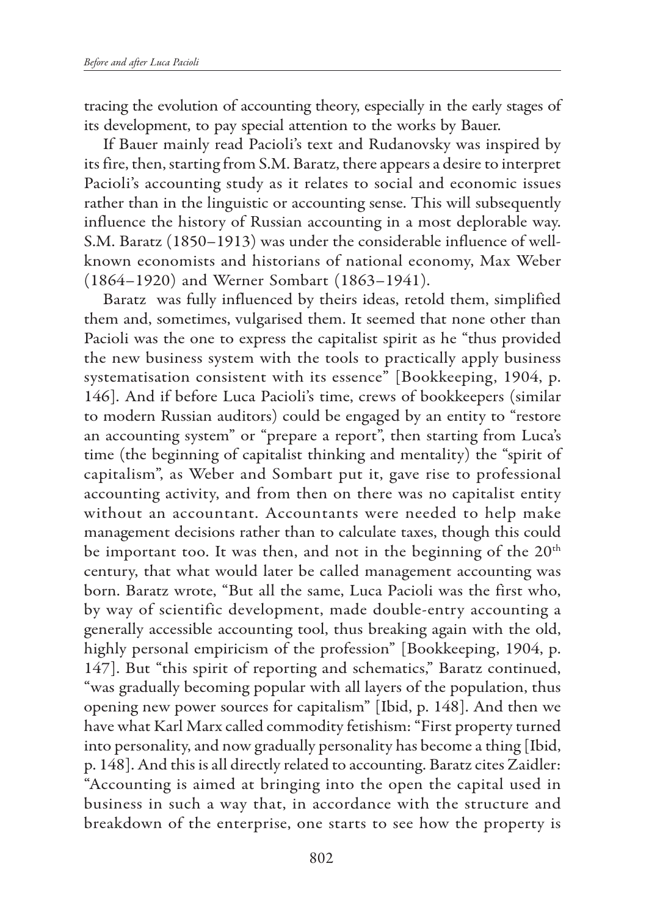tracing the evolution of accounting theory, especially in the early stages of its development, to pay special attention to the works by Bauer.

If Bauer mainly read Pacioli's text and Rudanovsky was inspired by its fire, then, starting from S.M. Baratz, there appears a desire to interpret Pacioli's accounting study as it relates to social and economic issues rather than in the linguistic or accounting sense. This will subsequently influence the history of Russian accounting in a most deplorable way. S.M. Baratz (1850–1913) was under the considerable influence of well-known economists and historians of national economy, Max Weber (1864–1920) and Werner Sombart (1863–1941).

Baratz was fully influenced by theirs ideas, retold them, simplified them and, sometimes, vulgarised them. It seemed that none other than Pacioli was the one to express the capitalist spirit as he "thus provided the new business system with the tools to practically apply business systematisation consistent with its essence" [Bookkeeping, 1904, p. 146]. And if before Luca Pacioli's time, crews of bookkeepers (similar to modern Russian auditors) could be engaged by an entity to "restore an accounting system" or "prepare a report", then starting from Luca's time (the beginning of capitalist thinking and mentality) the "spirit of capitalism", as Weber and Sombart put it, gave rise to professional accounting activity, and from then on there was no capitalist entity without an accountant. Accountants were needed to help make management decisions rather than to calculate taxes, though this could be important too. It was then, and not in the beginning of the 20th century, that what would later be called management accounting was born. Baratz wrote, "But all the same, Luca Pacioli was the first who, by way of scientific development, made double-entry accounting a generally accessible accounting tool, thus breaking again with the old, highly personal empiricism of the profession" [Bookkeeping, 1904, p. 147]. But "this spirit of reporting and schematics," Baratz continued, "was gradually becoming popular with all layers of the population, thus opening new power sources for capitalism" [Ibid, p. 148]. And then we have what Karl Marx called commodity fetishism: "First property turned into personality, and now gradually personality has become a thing [Ibid, p. 148]. And this is all directly related to accounting. Baratz cites Zaidler: "Accounting is aimed at bringing into the open the capital used in business in such a way that, in accordance with the structure and breakdown of the enterprise, one starts to see how the property is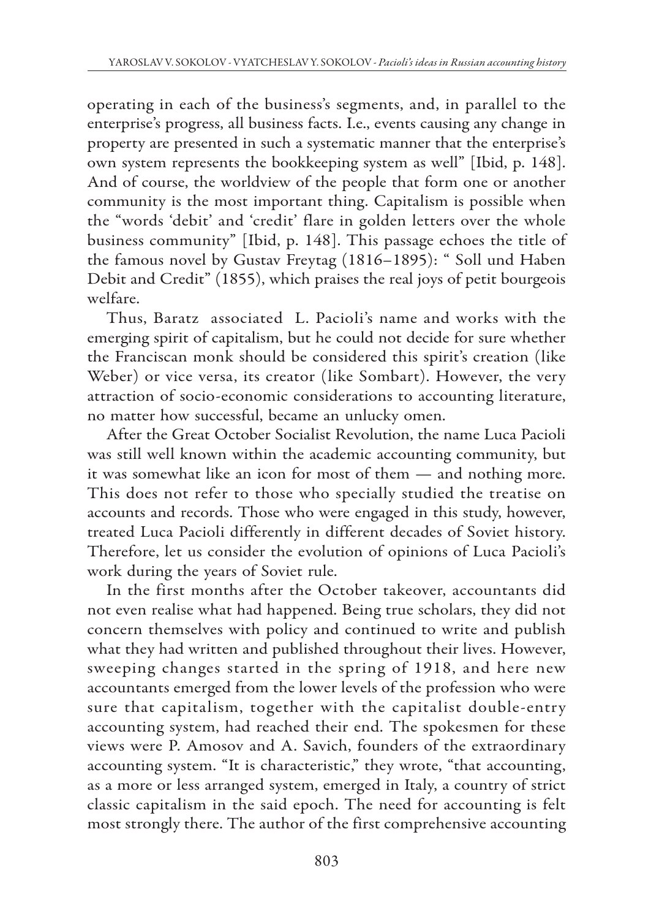operating in each of the business's segments, and, in parallel to the enterprise's progress, all business facts. I.e., events causing any change in property are presented in such a systematic manner that the enterprise's own system represents the bookkeeping system as well" [Ibid, p. 148]. And of course, the worldview of the people that form one or another community is the most important thing. Capitalism is possible when the "words 'debit' and 'credit' flare in golden letters over the whole business community" [Ibid, p. 148]. This passage echoes the title of the famous novel by Gustav Freytag (1816–1895): " Soll und Haben Debit and Credit" (1855), which praises the real joys of petit bourgeois welfare.

Thus, Baratz associated L. Pacioli's name and works with the emerging spirit of capitalism, but he could not decide for sure whether the Franciscan monk should be considered this spirit's creation (like Weber) or vice versa, its creator (like Sombart). However, the very attraction of socio-economic considerations to accounting literature, no matter how successful, became an unlucky omen.

After the Great October Socialist Revolution, the name Luca Pacioli was still well known within the academic accounting community, but it was somewhat like an icon for most of them — and nothing more. This does not refer to those who specially studied the treatise on accounts and records. Those who were engaged in this study, however, treated Luca Pacioli differently in different decades of Soviet history. Therefore, let us consider the evolution of opinions of Luca Pacioli's work during the years of Soviet rule.

In the first months after the October takeover, accountants did not even realise what had happened. Being true scholars, they did not concern themselves with policy and continued to write and publish what they had written and published throughout their lives. However, sweeping changes started in the spring of 1918, and here new accountants emerged from the lower levels of the profession who were sure that capitalism, together with the capitalist double-entry accounting system, had reached their end. The spokesmen for these views were P. Amosov and A. Savich, founders of the extraordinary accounting system. "It is characteristic," they wrote, "that accounting, as a more or less arranged system, emerged in Italy, a country of strict classic capitalism in the said epoch. The need for accounting is felt most strongly there. The author of the first comprehensive accounting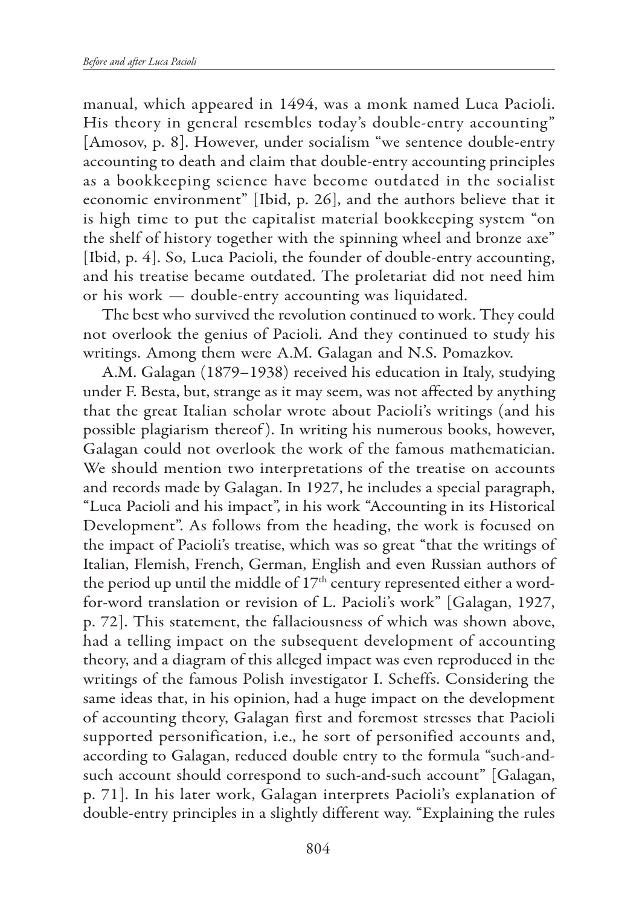manual, which appeared in 1494, was a monk named Luca Pacioli. His theory in general resembles today's double-entry accounting" [Amosov, p. 8]. However, under socialism "we sentence double-entry accounting to death and claim that double-entry accounting principles as a bookkeeping science have become outdated in the socialist economic environment" [Ibid, p. 26], and the authors believe that it is high time to put the capitalist material bookkeeping system "on the shelf of history together with the spinning wheel and bronze axe" [Ibid, p. 4]. So, Luca Pacioli, the founder of double-entry accounting, and his treatise became outdated. The proletariat did not need him or his work — double-entry accounting was liquidated.

The best who survived the revolution continued to work. They could not overlook the genius of Pacioli. And they continued to study his writings. Among them were A.M. Galagan and N.S. Pomazkov.

A.M. Galagan (1879–1938) received his education in Italy, studying under F. Besta, but, strange as it may seem, was not affected by anything that the great Italian scholar wrote about Pacioli's writings (and his possible plagiarism thereof). In writing his numerous books, however, Galagan could not overlook the work of the famous mathematician. We should mention two interpretations of the treatise on accounts and records made by Galagan. In 1927, he includes a special paragraph, "Luca Pacioli and his impact", in his work "Accounting in its Historical Development". As follows from the heading, the work is focused on the impact of Pacioli's treatise, which was so great "that the writings of Italian, Flemish, French, German, English and even Russian authors of the period up until the middle of 17th century represented either a word-for-word translation or revision of L. Pacioli's work" [Galagan, 1927, p. 72]. This statement, the fallaciousness of which was shown above, had a telling impact on the subsequent development of accounting theory, and a diagram of this alleged impact was even reproduced in the writings of the famous Polish investigator I. Scheffs. Considering the same ideas that, in his opinion, had a huge impact on the development of accounting theory, Galagan first and foremost stresses that Pacioli supported personification, i.e., he sort of personified accounts and, according to Galagan, reduced double entry to the formula "such-and-such account should correspond to such-and-such account" [Galagan, p. 71]. In his later work, Galagan interprets Pacioli's explanation of double-entry principles in a slightly different way. "Explaining the rules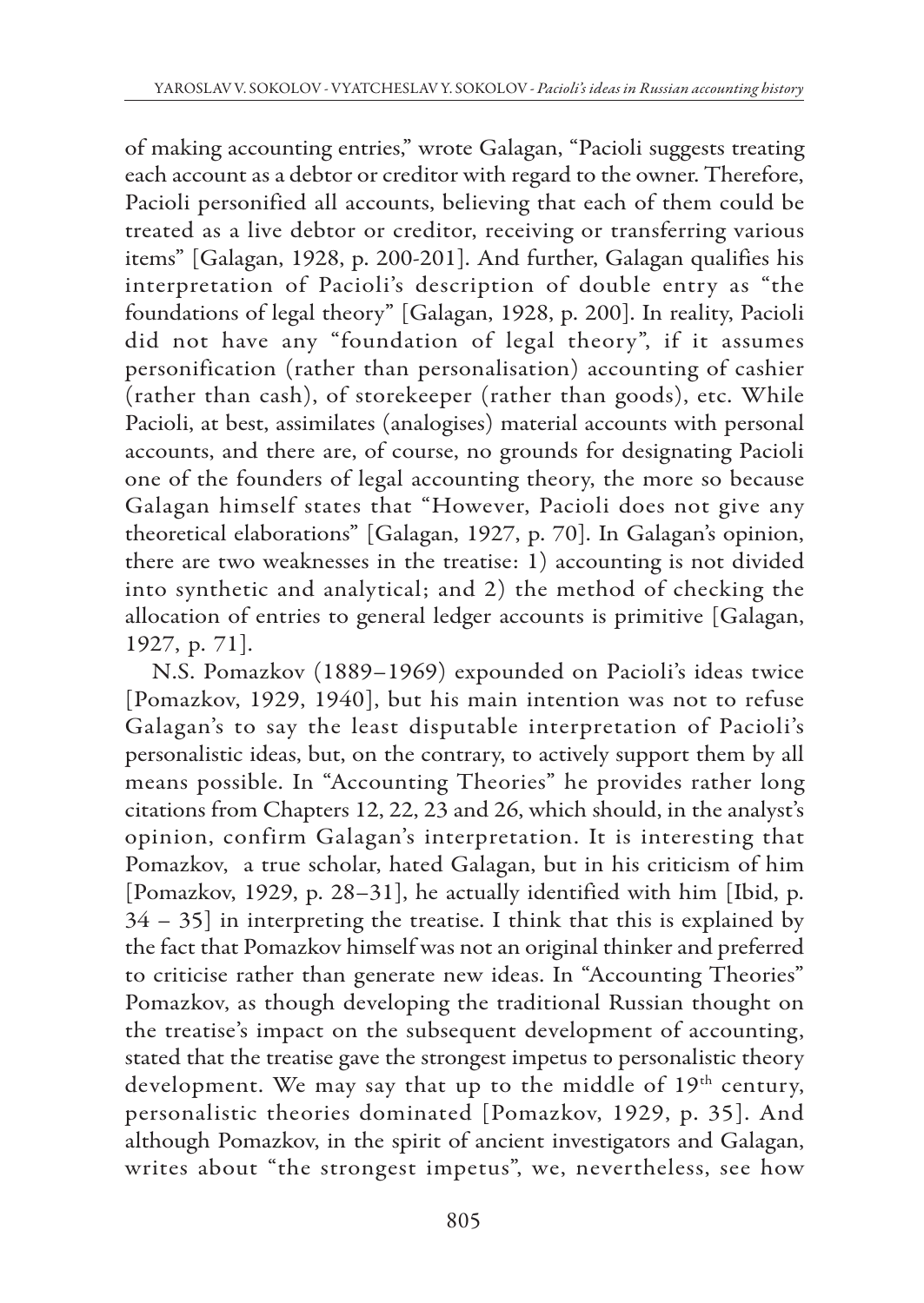of making accounting entries," wrote Galagan, "Pacioli suggests treating each account as a debtor or creditor with regard to the owner. Therefore, Pacioli personified all accounts, believing that each of them could be treated as a live debtor or creditor, receiving or transferring various items" [Galagan, 1928, p. 200-201]. And further, Galagan qualifies his interpretation of Pacioli's description of double entry as "the foundations of legal theory" [Galagan, 1928, p. 200]. In reality, Pacioli did not have any "foundation of legal theory", if it assumes personification (rather than personalisation) accounting of cashier (rather than cash), of storekeeper (rather than goods), etc. While Pacioli, at best, assimilates (analogises) material accounts with personal accounts, and there are, of course, no grounds for designating Pacioli one of the founders of legal accounting theory, the more so because Galagan himself states that "However, Pacioli does not give any theoretical elaborations" [Galagan, 1927, p. 70]. In Galagan's opinion, there are two weaknesses in the treatise: 1) accounting is not divided into synthetic and analytical; and 2) the method of checking the allocation of entries to general ledger accounts is primitive [Galagan, 1927, p. 71].

N.S. Pomazkov (1889–1969) expounded on Pacioli's ideas twice [Pomazkov, 1929, 1940], but his main intention was not to refuse Galagan's to say the least disputable interpretation of Pacioli's personalistic ideas, but, on the contrary, to actively support them by all means possible. In "Accounting Theories" he provides rather long citations from Chapters 12, 22, 23 and 26, which should, in the analyst's opinion, confirm Galagan's interpretation. It is interesting that Pomazkov, a true scholar, hated Galagan, but in his criticism of him [Pomazkov, 1929, p. 28–31], he actually identified with him [Ibid, p. 34 – 35] in interpreting the treatise. I think that this is explained by the fact that Pomazkov himself was not an original thinker and preferred to criticise rather than generate new ideas. In "Accounting Theories" Pomazkov, as though developing the traditional Russian thought on the treatise's impact on the subsequent development of accounting, stated that the treatise gave the strongest impetus to personalistic theory development. We may say that up to the middle of 19th century, personalistic theories dominated [Pomazkov, 1929, p. 35]. And although Pomazkov, in the spirit of ancient investigators and Galagan, writes about "the strongest impetus", we, nevertheless, see how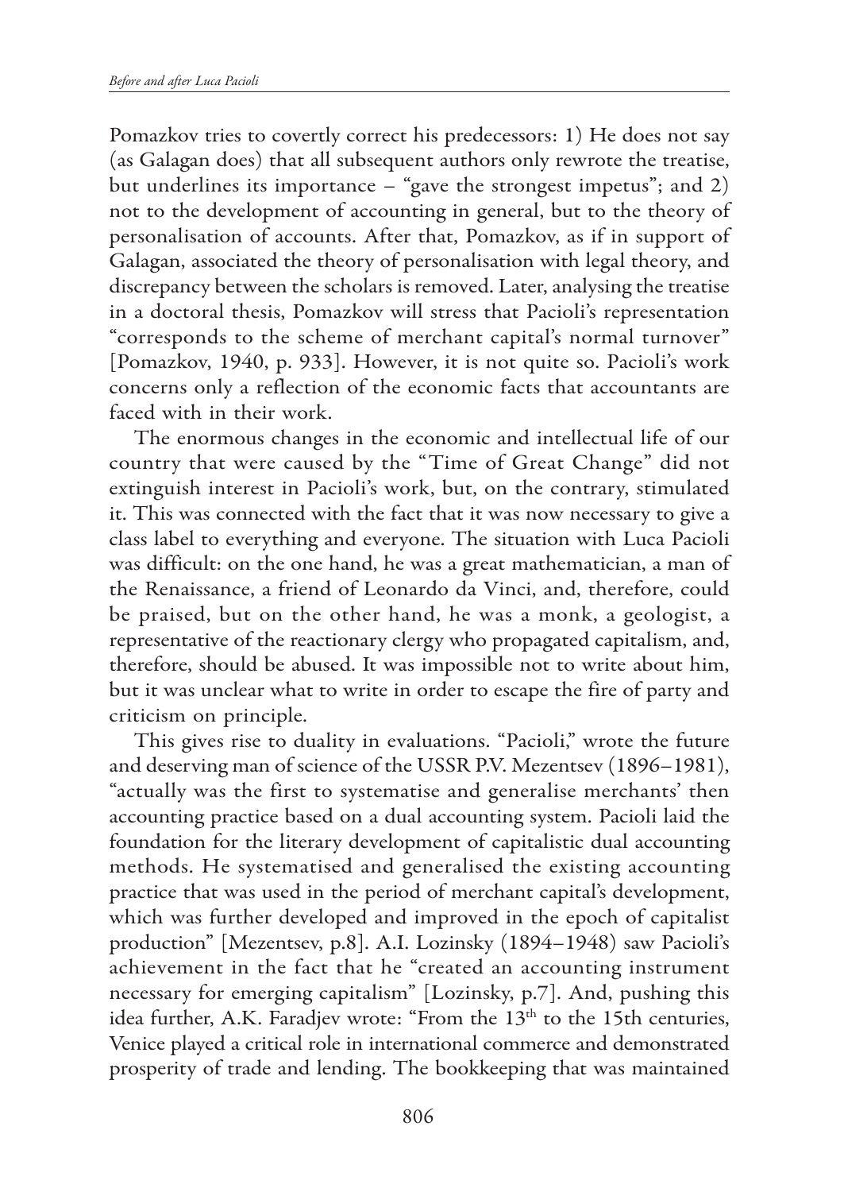Pomazkov tries to covertly correct his predecessors: 1) He does not say (as Galagan does) that all subsequent authors only rewrote the treatise, but underlines its importance – "gave the strongest impetus"; and 2) not to the development of accounting in general, but to the theory of personalisation of accounts. After that, Pomazkov, as if in support of Galagan, associated the theory of personalisation with legal theory, and discrepancy between the scholars is removed. Later, analysing the treatise in a doctoral thesis, Pomazkov will stress that Pacioli's representation "corresponds to the scheme of merchant capital's normal turnover" [Pomazkov, 1940, p. 933]. However, it is not quite so. Pacioli's work concerns only a reflection of the economic facts that accountants are faced with in their work.

The enormous changes in the economic and intellectual life of our country that were caused by the "Time of Great Change" did not extinguish interest in Pacioli's work, but, on the contrary, stimulated it. This was connected with the fact that it was now necessary to give a class label to everything and everyone. The situation with Luca Pacioli was difficult: on the one hand, he was a great mathematician, a man of the Renaissance, a friend of Leonardo da Vinci, and, therefore, could be praised, but on the other hand, he was a monk, a geologist, a representative of the reactionary clergy who propagated capitalism, and, therefore, should be abused. It was impossible not to write about him, but it was unclear what to write in order to escape the fire of party and criticism on principle.

This gives rise to duality in evaluations. "Pacioli," wrote the future and deserving man of science of the USSR P.V. Mezentsev (1896–1981), "actually was the first to systematise and generalise merchants' then accounting practice based on a dual accounting system. Pacioli laid the foundation for the literary development of capitalistic dual accounting methods. He systematised and generalised the existing accounting practice that was used in the period of merchant capital's development, which was further developed and improved in the epoch of capitalist production" [Mezentsev, p.8]. A.I. Lozinsky (1894–1948) saw Pacioli's achievement in the fact that he "created an accounting instrument necessary for emerging capitalism" [Lozinsky, p.7]. And, pushing this idea further, A.K. Faradjev wrote: "From the 13th to the 15th centuries, Venice played a critical role in international commerce and demonstrated prosperity of trade and lending. The bookkeeping that was maintained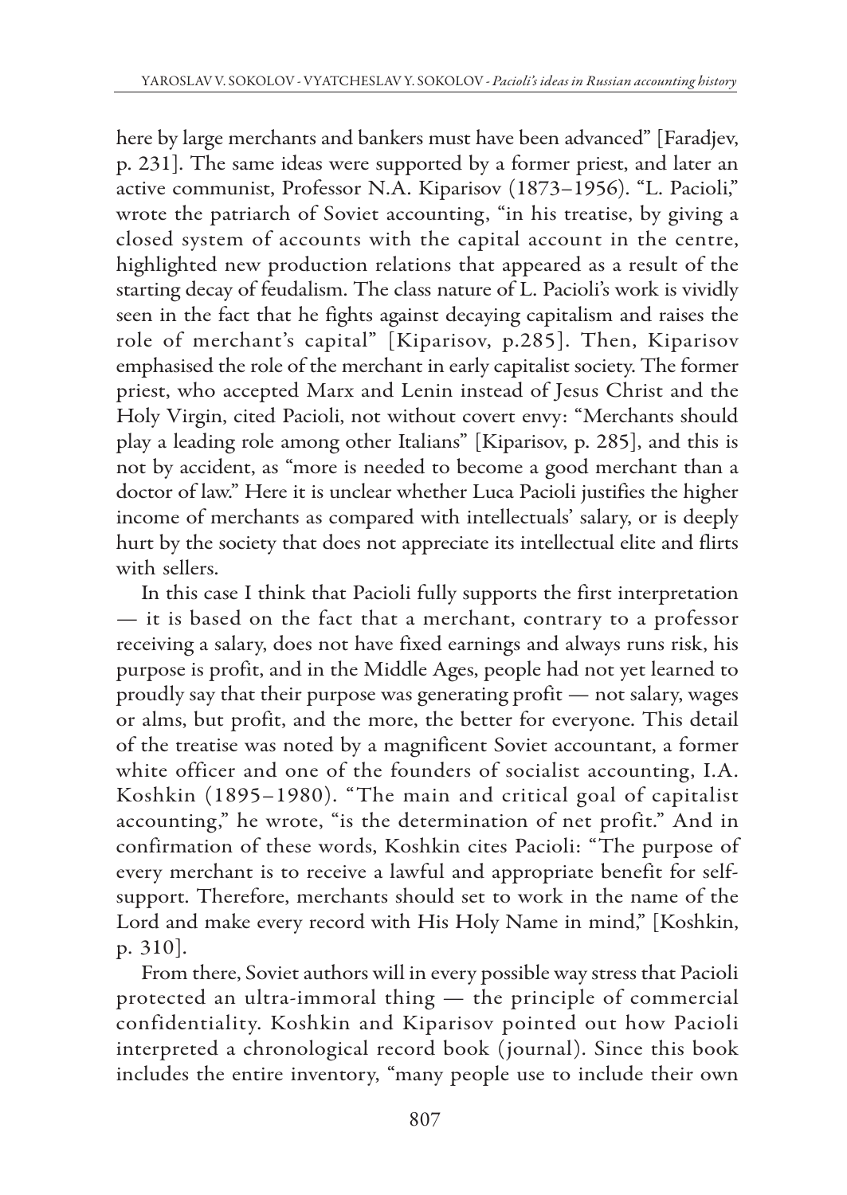here by large merchants and bankers must have been advanced" [Faradjev, p. 231]. The same ideas were supported by a former priest, and later an active communist, Professor N.A. Kiparisov (1873–1956). "L. Pacioli," wrote the patriarch of Soviet accounting, "in his treatise, by giving a closed system of accounts with the capital account in the centre, highlighted new production relations that appeared as a result of the starting decay of feudalism. The class nature of L. Pacioli's work is vividly seen in the fact that he fights against decaying capitalism and raises the role of merchant's capital" [Kiparisov, p.285]. Then, Kiparisov emphasised the role of the merchant in early capitalist society. The former priest, who accepted Marx and Lenin instead of Jesus Christ and the Holy Virgin, cited Pacioli, not without covert envy: "Merchants should play a leading role among other Italians" [Kiparisov, p. 285], and this is not by accident, as "more is needed to become a good merchant than a doctor of law." Here it is unclear whether Luca Pacioli justifies the higher income of merchants as compared with intellectuals' salary, or is deeply hurt by the society that does not appreciate its intellectual elite and flirts with sellers.

In this case I think that Pacioli fully supports the first interpretation — it is based on the fact that a merchant, contrary to a professor receiving a salary, does not have fixed earnings and always runs risk, his purpose is profit, and in the Middle Ages, people had not yet learned to proudly say that their purpose was generating profit — not salary, wages or alms, but profit, and the more, the better for everyone. This detail of the treatise was noted by a magnificent Soviet accountant, a former white officer and one of the founders of socialist accounting, I.A. Koshkin (1895–1980). "The main and critical goal of capitalist accounting," he wrote, "is the determination of net profit." And in confirmation of these words, Koshkin cites Pacioli: "The purpose of every merchant is to receive a lawful and appropriate benefit for self-support. Therefore, merchants should set to work in the name of the Lord and make every record with His Holy Name in mind," [Koshkin, p. 310].

From there, Soviet authors will in every possible way stress that Pacioli protected an ultra-immoral thing — the principle of commercial confidentiality. Koshkin and Kiparisov pointed out how Pacioli interpreted a chronological record book (journal). Since this book includes the entire inventory, "many people use to include their own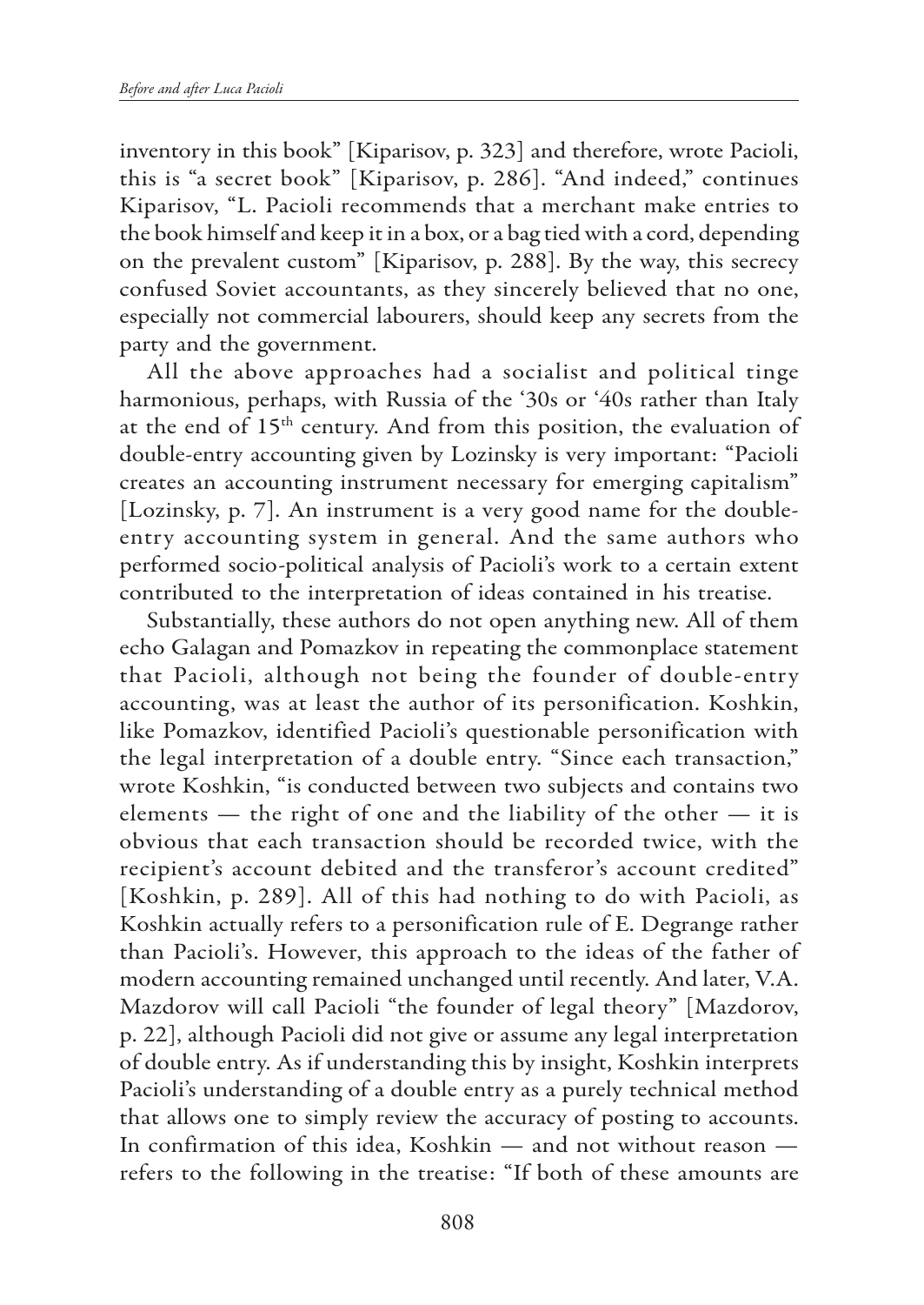inventory in this book" [Kiparisov, p. 323] and therefore, wrote Pacioli, this is "a secret book" [Kiparisov, p. 286]. "And indeed," continues Kiparisov, "L. Pacioli recommends that a merchant make entries to the book himself and keep it in a box, or a bag tied with a cord, depending on the prevalent custom" [Kiparisov, p. 288]. By the way, this secrecy confused Soviet accountants, as they sincerely believed that no one, especially not commercial labourers, should keep any secrets from the party and the government.

All the above approaches had a socialist and political tinge harmonious, perhaps, with Russia of the '30s or '40s rather than Italy at the end of 15th century. And from this position, the evaluation of double-entry accounting given by Lozinsky is very important: "Pacioli creates an accounting instrument necessary for emerging capitalism" [Lozinsky, p. 7]. An instrument is a very good name for the double-entry accounting system in general. And the same authors who performed socio-political analysis of Pacioli's work to a certain extent contributed to the interpretation of ideas contained in his treatise.

Substantially, these authors do not open anything new. All of them echo Galagan and Pomazkov in repeating the commonplace statement that Pacioli, although not being the founder of double-entry accounting, was at least the author of its personification. Koshkin, like Pomazkov, identified Pacioli's questionable personification with the legal interpretation of a double entry. "Since each transaction," wrote Koshkin, "is conducted between two subjects and contains two elements — the right of one and the liability of the other — it is obvious that each transaction should be recorded twice, with the recipient's account debited and the transferor's account credited" [Koshkin, p. 289]. All of this had nothing to do with Pacioli, as Koshkin actually refers to a personification rule of E. Degrange rather than Pacioli's. However, this approach to the ideas of the father of modern accounting remained unchanged until recently. And later, V.A. Mazdorov will call Pacioli "the founder of legal theory" [Mazdorov, p. 22], although Pacioli did not give or assume any legal interpretation of double entry. As if understanding this by insight, Koshkin interprets Pacioli's understanding of a double entry as a purely technical method that allows one to simply review the accuracy of posting to accounts. In confirmation of this idea, Koshkin — and not without reason — refers to the following in the treatise: "If both of these amounts are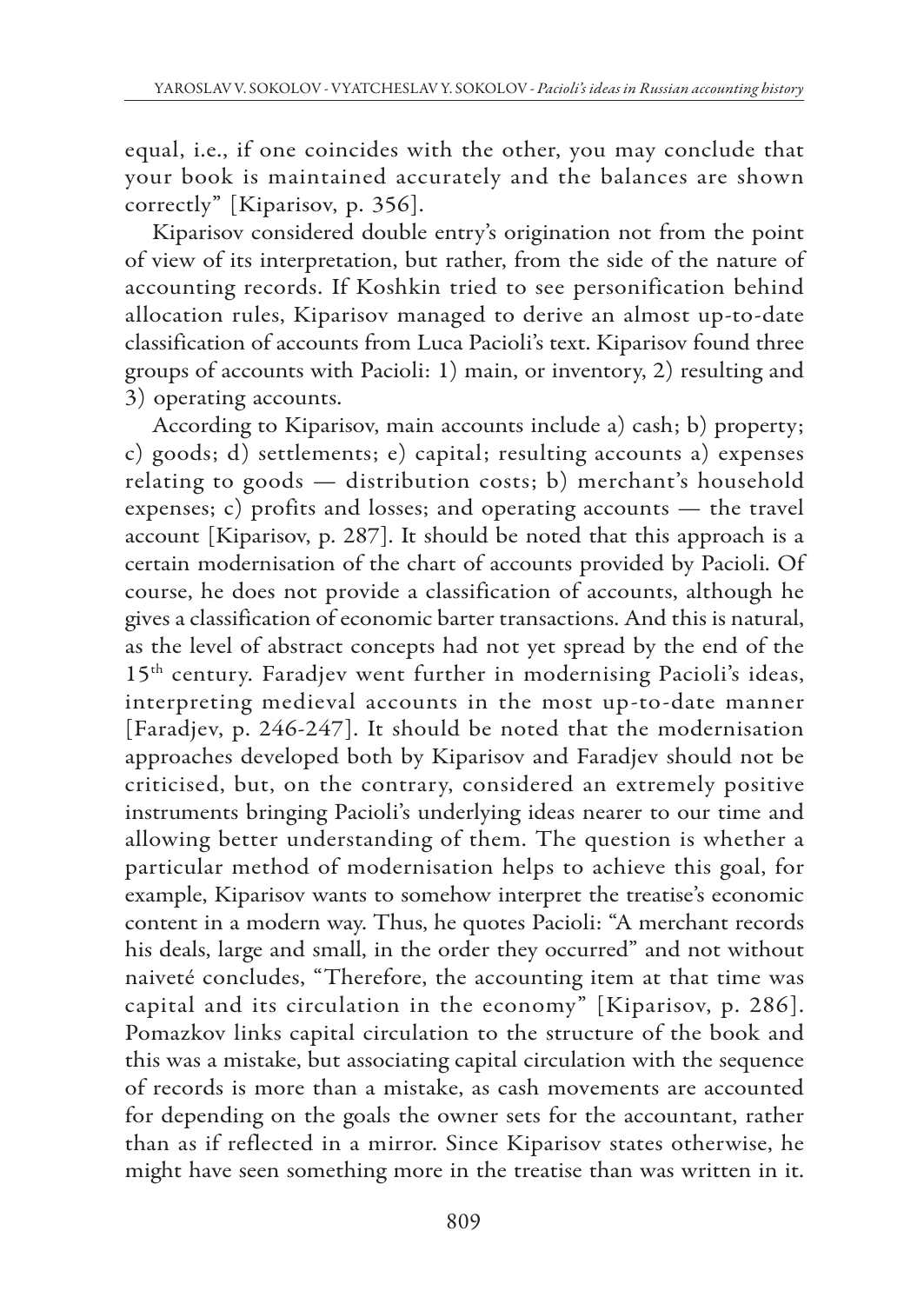equal, i.e., if one coincides with the other, you may conclude that your book is maintained accurately and the balances are shown correctly" [Kiparisov, p. 356].

Kiparisov considered double entry's origination not from the point of view of its interpretation, but rather, from the side of the nature of accounting records. If Koshkin tried to see personification behind allocation rules, Kiparisov managed to derive an almost up-to-date classification of accounts from Luca Pacioli's text. Kiparisov found three groups of accounts with Pacioli: 1) main, or inventory, 2) resulting and 3) operating accounts.

According to Kiparisov, main accounts include a) cash; b) property; c) goods; d) settlements; e) capital; resulting accounts a) expenses relating to goods — distribution costs; b) merchant's household expenses; c) profits and losses; and operating accounts — the travel account [Kiparisov, p. 287]. It should be noted that this approach is a certain modernisation of the chart of accounts provided by Pacioli. Of course, he does not provide a classification of accounts, although he gives a classification of economic barter transactions. And this is natural, as the level of abstract concepts had not yet spread by the end of the 15th century. Faradjev went further in modernising Pacioli's ideas, interpreting medieval accounts in the most up-to-date manner [Faradjev, p. 246-247]. It should be noted that the modernisation approaches developed both by Kiparisov and Faradjev should not be criticised, but, on the contrary, considered an extremely positive instruments bringing Pacioli's underlying ideas nearer to our time and allowing better understanding of them. The question is whether a particular method of modernisation helps to achieve this goal, for example, Kiparisov wants to somehow interpret the treatise's economic content in a modern way. Thus, he quotes Pacioli: "A merchant records his deals, large and small, in the order they occurred" and not without naiveté concludes, "Therefore, the accounting item at that time was capital and its circulation in the economy" [Kiparisov, p. 286]. Pomazkov links capital circulation to the structure of the book and this was a mistake, but associating capital circulation with the sequence of records is more than a mistake, as cash movements are accounted for depending on the goals the owner sets for the accountant, rather than as if reflected in a mirror. Since Kiparisov states otherwise, he might have seen something more in the treatise than was written in it.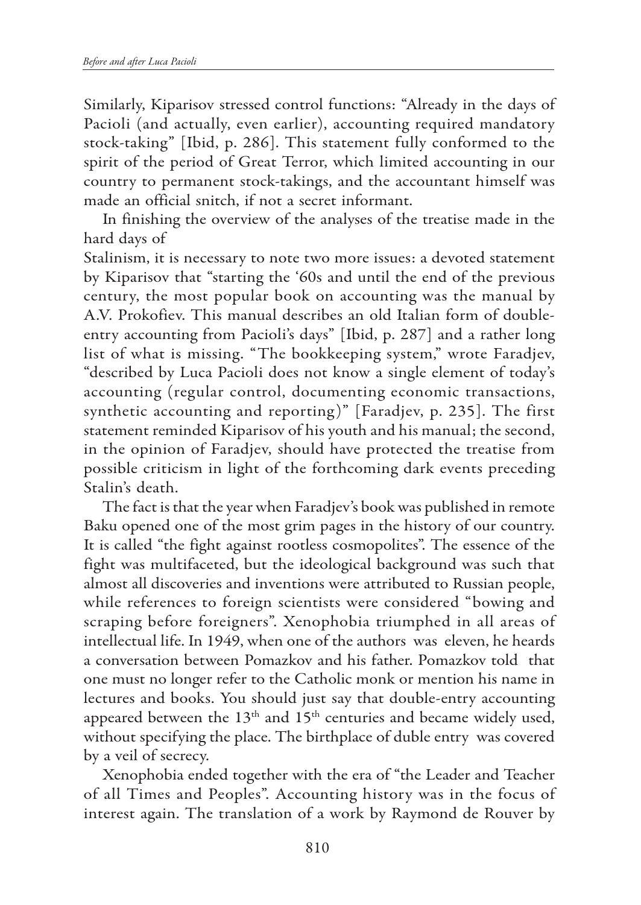Similarly, Kiparisov stressed control functions: "Already in the days of Pacioli (and actually, even earlier), accounting required mandatory stock-taking" [Ibid, p. 286]. This statement fully conformed to the spirit of the period of Great Terror, which limited accounting in our country to permanent stock-takings, and the accountant himself was made an official snitch, if not a secret informant.

In finishing the overview of the analyses of the treatise made in the hard days of

Stalinism, it is necessary to note two more issues: a devoted statement by Kiparisov that "starting the '60s and until the end of the previous century, the most popular book on accounting was the manual by A.V. Prokofiev. This manual describes an old Italian form of double-entry accounting from Pacioli's days" [Ibid, p. 287] and a rather long list of what is missing. "The bookkeeping system," wrote Faradjev, "described by Luca Pacioli does not know a single element of today's accounting (regular control, documenting economic transactions, synthetic accounting and reporting)" [Faradjev, p. 235]. The first statement reminded Kiparisov of his youth and his manual; the second, in the opinion of Faradjev, should have protected the treatise from possible criticism in light of the forthcoming dark events preceding Stalin's death.

The fact is that the year when Faradjev's book was published in remote Baku opened one of the most grim pages in the history of our country. It is called "the fight against rootless cosmopolites". The essence of the fight was multifaceted, but the ideological background was such that almost all discoveries and inventions were attributed to Russian people, while references to foreign scientists were considered "bowing and scraping before foreigners". Xenophobia triumphed in all areas of intellectual life. In 1949, when one of the authors was eleven, he heards a conversation between Pomazkov and his father. Pomazkov told that one must no longer refer to the Catholic monk or mention his name in lectures and books. You should just say that double-entry accounting appeared between the 13th and 15th centuries and became widely used, without specifying the place. The birthplace of duble entry was covered by a veil of secrecy.

Xenophobia ended together with the era of "the Leader and Teacher of all Times and Peoples". Accounting history was in the focus of interest again. The translation of a work by Raymond de Rouver by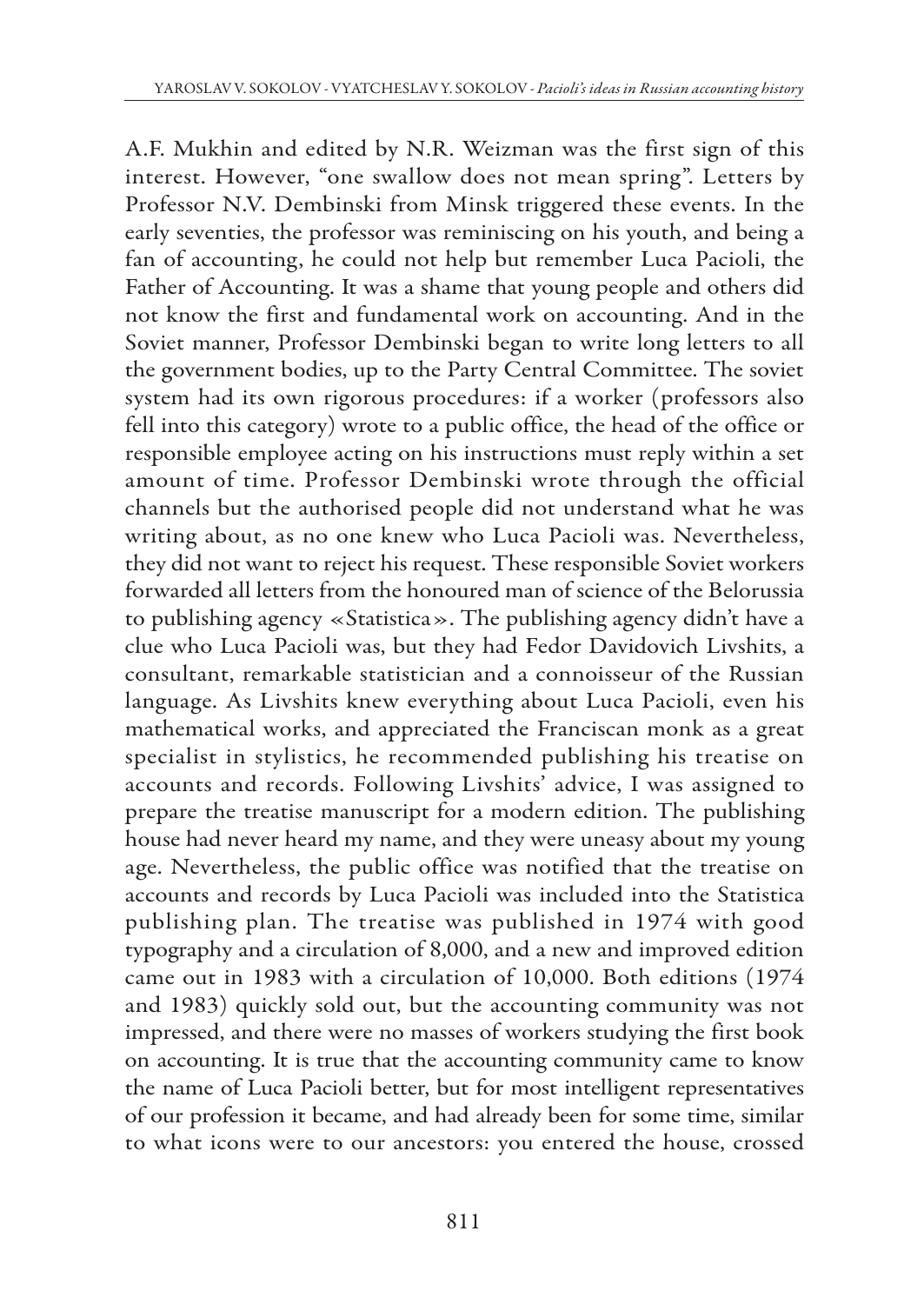A.F. Mukhin and edited by N.R. Weizman was the first sign of this interest. However, "one swallow does not mean spring". Letters by Professor N.V. Dembinski from Minsk triggered these events. In the early seventies, the professor was reminiscing on his youth, and being a fan of accounting, he could not help but remember Luca Pacioli, the Father of Accounting. It was a shame that young people and others did not know the first and fundamental work on accounting. And in the Soviet manner, Professor Dembinski began to write long letters to all the government bodies, up to the Party Central Committee. The soviet system had its own rigorous procedures: if a worker (professors also fell into this category) wrote to a public office, the head of the office or responsible employee acting on his instructions must reply within a set amount of time. Professor Dembinski wrote through the official channels but the authorised people did not understand what he was writing about, as no one knew who Luca Pacioli was. Nevertheless, they did not want to reject his request. These responsible Soviet workers forwarded all letters from the honoured man of science of the Belorussia to publishing agency «Statistica». The publishing agency didn't have a clue who Luca Pacioli was, but they had Fedor Davidovich Livshits, a consultant, remarkable statistician and a connoisseur of the Russian language. As Livshits knew everything about Luca Pacioli, even his mathematical works, and appreciated the Franciscan monk as a great specialist in stylistics, he recommended publishing his treatise on accounts and records. Following Livshits' advice, I was assigned to prepare the treatise manuscript for a modern edition. The publishing house had never heard my name, and they were uneasy about my young age. Nevertheless, the public office was notified that the treatise on accounts and records by Luca Pacioli was included into the Statistica publishing plan. The treatise was published in 1974 with good typography and a circulation of 8,000, and a new and improved edition came out in 1983 with a circulation of 10,000. Both editions (1974 and 1983) quickly sold out, but the accounting community was not impressed, and there were no masses of workers studying the first book on accounting. It is true that the accounting community came to know the name of Luca Pacioli better, but for most intelligent representatives of our profession it became, and had already been for some time, similar to what icons were to our ancestors: you entered the house, crossed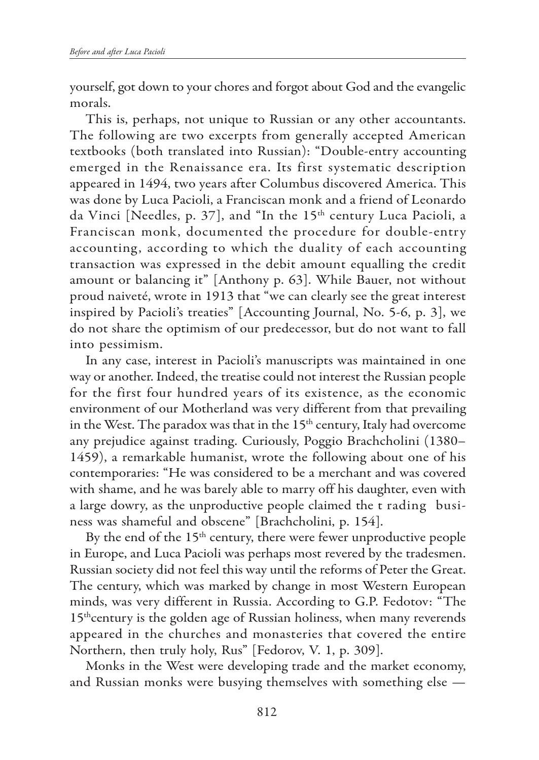yourself, got down to your chores and forgot about God and the evangelic morals.

This is, perhaps, not unique to Russian or any other accountants. The following are two excerpts from generally accepted American textbooks (both translated into Russian): "Double-entry accounting emerged in the Renaissance era. Its first systematic description appeared in 1494, two years after Columbus discovered America. This was done by Luca Pacioli, a Franciscan monk and a friend of Leonardo da Vinci [Needles, p. 37], and "In the 15th century Luca Pacioli, a Franciscan monk, documented the procedure for double-entry accounting, according to which the duality of each accounting transaction was expressed in the debit amount equalling the credit amount or balancing it" [Anthony p. 63]. While Bauer, not without proud naiveté, wrote in 1913 that "we can clearly see the great interest inspired by Pacioli's treaties" [Accounting Journal, No. 5-6, p. 3], we do not share the optimism of our predecessor, but do not want to fall into pessimism.

In any case, interest in Pacioli's manuscripts was maintained in one way or another. Indeed, the treatise could not interest the Russian people for the first four hundred years of its existence, as the economic environment of our Motherland was very different from that prevailing in the West. The paradox was that in the 15th century, Italy had overcome any prejudice against trading. Curiously, Poggio Brachcholini (1380–1459), a remarkable humanist, wrote the following about one of his contemporaries: "He was considered to be a merchant and was covered with shame, and he was barely able to marry off his daughter, even with a large dowry, as the unproductive people claimed the t rading business was shameful and obscene" [Brachcholini, p. 154].

By the end of the 15th century, there were fewer unproductive people in Europe, and Luca Pacioli was perhaps most revered by the tradesmen. Russian society did not feel this way until the reforms of Peter the Great. The century, which was marked by change in most Western European minds, was very different in Russia. According to G.P. Fedotov: "The 15th century is the golden age of Russian holiness, when many reverends appeared in the churches and monasteries that covered the entire Northern, then truly holy, Rus" [Fedorov, V. 1, p. 309].

Monks in the West were developing trade and the market economy, and Russian monks were busying themselves with something else —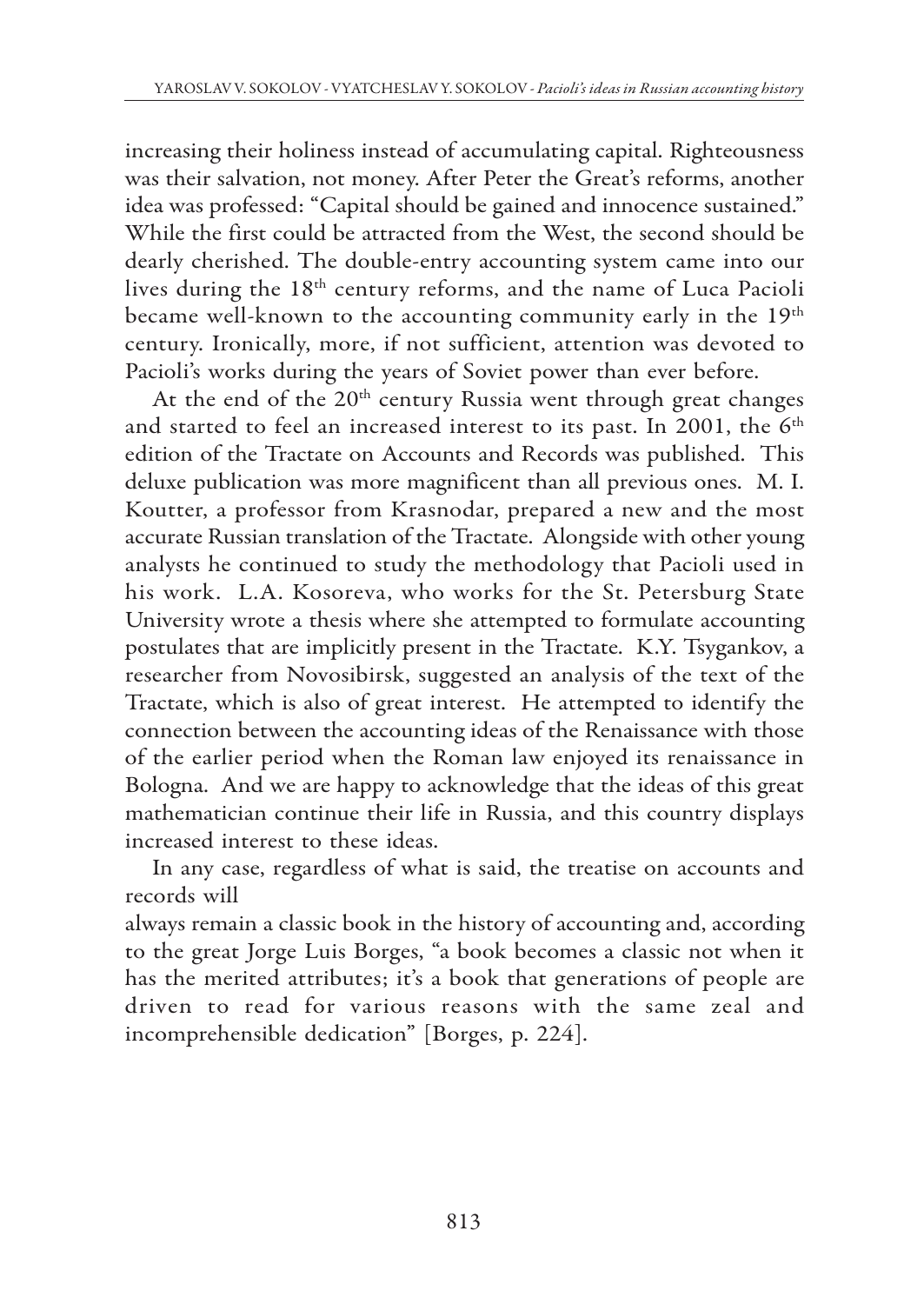increasing their holiness instead of accumulating capital. Righteousness was their salvation, not money. After Peter the Great's reforms, another idea was professed: "Capital should be gained and innocence sustained." While the first could be attracted from the West, the second should be dearly cherished. The double-entry accounting system came into our lives during the 18th century reforms, and the name of Luca Pacioli became well-known to the accounting community early in the 19th century. Ironically, more, if not sufficient, attention was devoted to Pacioli's works during the years of Soviet power than ever before.

At the end of the 20th century Russia went through great changes and started to feel an increased interest to its past. In 2001, the 6th edition of the Tractate on Accounts and Records was published. This deluxe publication was more magnificent than all previous ones. M. I. Koutter, a professor from Krasnodar, prepared a new and the most accurate Russian translation of the Tractate. Alongside with other young analysts he continued to study the methodology that Pacioli used in his work. L.A. Kosoreva, who works for the St. Petersburg State University wrote a thesis where she attempted to formulate accounting postulates that are implicitly present in the Tractate. K.Y. Tsygankov, a researcher from Novosibirsk, suggested an analysis of the text of the Tractate, which is also of great interest. He attempted to identify the connection between the accounting ideas of the Renaissance with those of the earlier period when the Roman law enjoyed its renaissance in Bologna. And we are happy to acknowledge that the ideas of this great mathematician continue their life in Russia, and this country displays increased interest to these ideas.

In any case, regardless of what is said, the treatise on accounts and records will always remain a classic book in the history of accounting and, according to the great Jorge Luis Borges, "a book becomes a classic not when it has the merited attributes; it's a book that generations of people are driven to read for various reasons with the same zeal and incomprehensible dedication" [Borges, p. 224].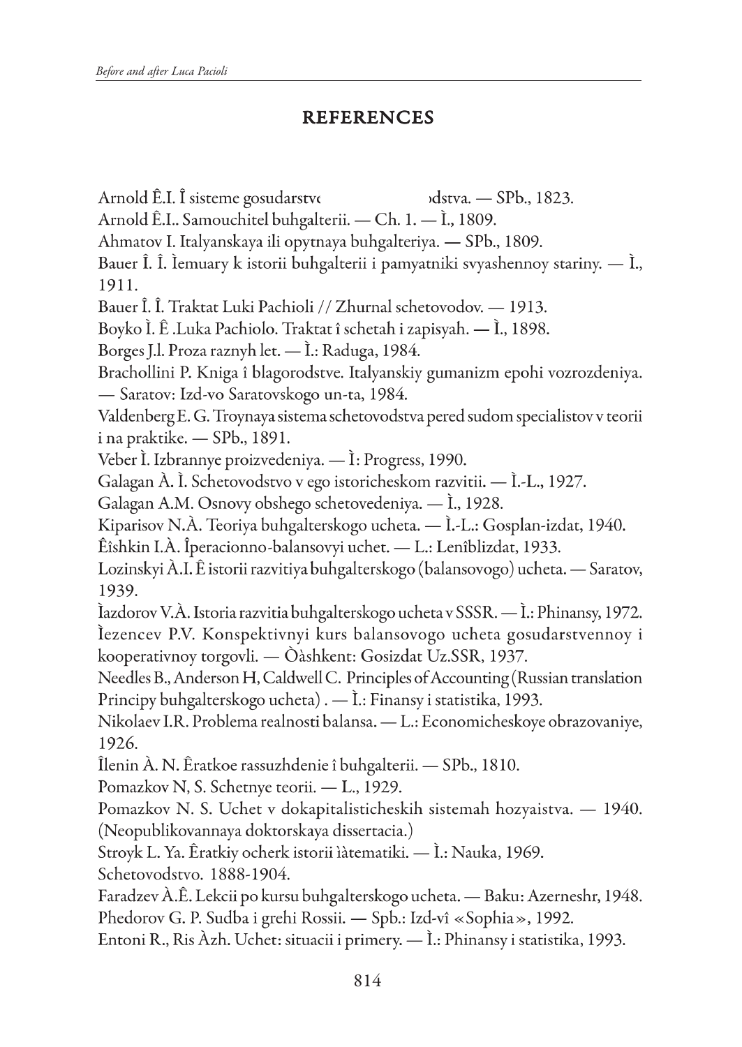## REFERENCES

Arnold Ê.I. Î sisteme gosudarstve                    ›dstva. — SPb., 1823.

Arnold Ê.I.. Samouchitel buhgalterii. — Ch. 1. — Ì., 1809.

Ahmatov I. Italyanskaya ili opytnaya buhgalteriya. — SPb., 1809.

Bauer Î. Î. Ìemuary k istorii buhgalterii i pamyatniki svyashennoy stariny. — Ì., 1911.

Bauer Î. Î. Traktat Luki Pachioli // Zhurnal schetovodov. — 1913.

Boyko Ì. Ê .Luka Pachiolo. Traktat î schetah i zapisyah. — Ì., 1898.

Borges J.l. Proza raznyh let. — Ì.: Raduga, 1984.

Brachollini P. Kniga î blagorodstve. Italyanskiy gumanizm epohi vozrozdeniya. — Saratov: Izd-vo Saratovskogo un-ta, 1984.

Valdenberg E. G. Troynaya sistema schetovodstva pered sudom specialistov v teorii i na praktike. — SPb., 1891.

Veber Ì. Izbrannye proizvedeniya. — Ì: Progress, 1990.

Galagan À. Ì. Schetovodstvo v ego istoricheskom razvitii. — Ì.-L., 1927.

Galagan A.M. Osnovy obshego schetovedeniya. — Ì., 1928.

Kiparisov N.À. Teoriya buhgalterskogo ucheta. — Ì.-L.: Gosplan-izdat, 1940.

Êîshkin I.À. Îperacionno-balansovyi uchet. — L.: Lenîblizdat, 1933.

Lozinskyi À.I. Ê istorii razvitiya buhgalterskogo (balansovogo) ucheta. — Saratov, 1939.

Ìazdorov V.À. Istoria razvitia buhgalterskogo ucheta v SSSR. — Ì.: Phinansy, 1972.

Ìezencev P.V. Konspektivnyi kurs balansovogo ucheta gosudarstvennoy i kooperativnoy torgovli. — Òàshkent: Gosizdat Uz.SSR, 1937.

Needles B., Anderson H, Caldwell C. Principles of Accounting (Russian translation Principy buhgalterskogo ucheta) . — Ì.: Finansy i statistika, 1993.

Nikolaev I.R. Problema realnosti balansa. — L.: Economicheskoye obrazovaniye, 1926.

Îlenin À. N. Êratkoe rassuzhdenie î buhgalterii. — SPb., 1810.

Pomazkov N, S. Schetnye teorii. — L., 1929.

Pomazkov N. S. Uchet v dokapitalisticheskih sistemah hozyaistva. — 1940. (Neopublikovannaya doktorskaya dissertacia.)

Stroyk L. Ya. Êratkiy ocherk istorii ìàtematiki. — Ì.: Nauka, 1969.

Schetovodstvo. 1888-1904.

Faradzev À.Ê. Lekcii po kursu buhgalterskogo ucheta. — Baku: Azerneshr, 1948.

Phedorov G. P. Sudba i grehi Rossii. — Spb.: Izd-vî «Sophia», 1992.

Entoni R., Ris Àzh. Uchet: situacii i primery. — Ì.: Phinansy i statistika, 1993.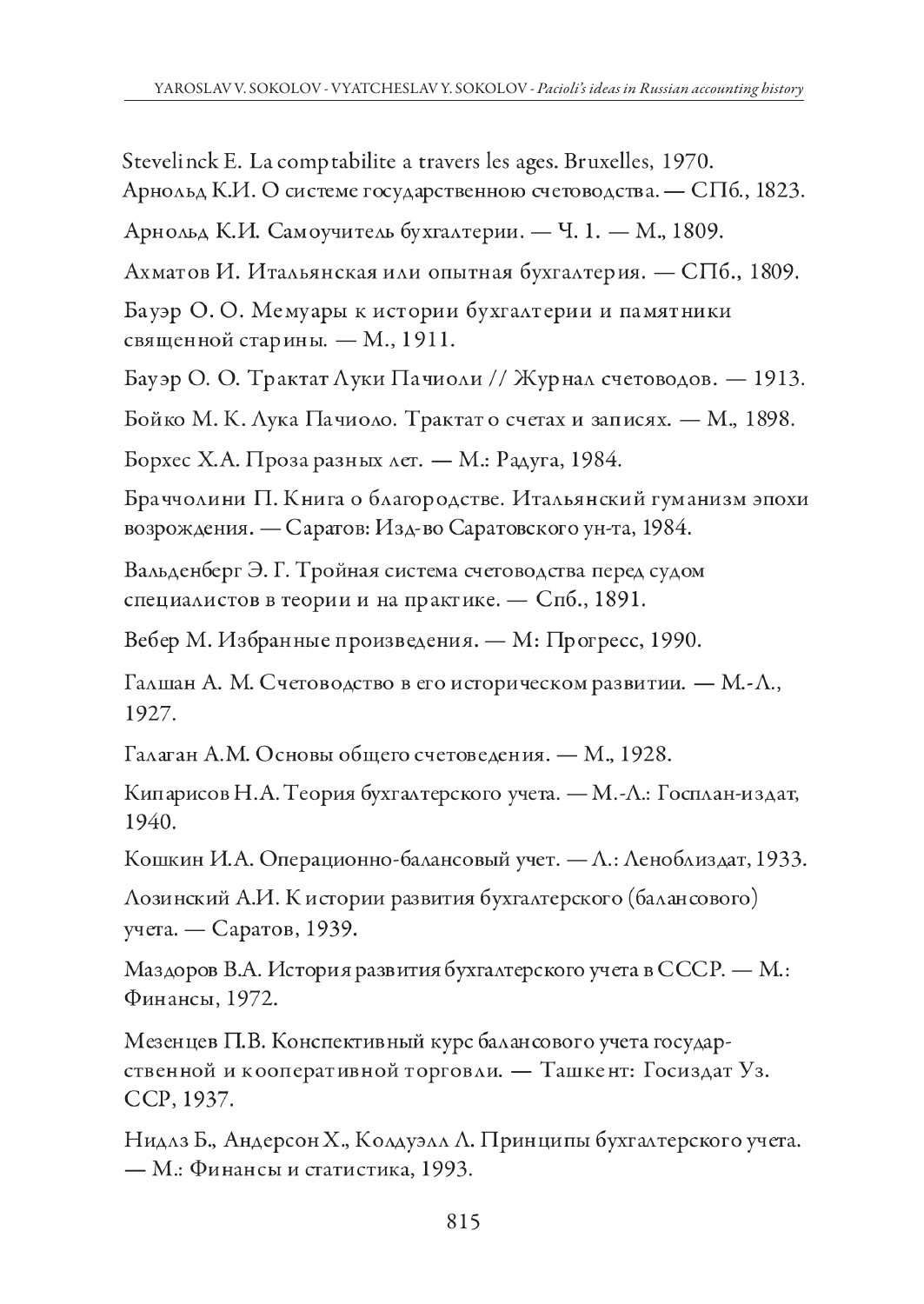Stevelinck E. La comptabilite a travers les ages. Bruxelles, 1970.

Арнольд К.И. О системе государственною счетоводства. — СПб., 1823.

Арнольд К.И. Самоучитель бухгалтерии. — Ч. 1. — М., 1809.

Ахматов И. Итальянская или опытная бухгалтерия. — СПб., 1809.

Бауэр О. О. Мемуары к истории бухгалтерии и памятники священной старины. — М., 1911.

Бауэр О. О. Трактат Луки Пачиоли // Журнал счетоводов. — 1913.

Бойко М. К. Лука Пачиоло. Трактат о счетах и записях. — М., 1898.

Борхес Х.А. Проза разных лет. — М.: Радуга, 1984.

Браччолини П. Книга о благородстве. Итальянский гуманизм эпохи возрождения. — Саратов: Изд-во Саратовского ун-та, 1984.

Вальденберг Э. Г. Тройная система счетоводства перед судом специалистов в теории и на практике. — Спб., 1891.

Вебер М. Избранные произведения. — М: Прогресс, 1990.

Галшан А. М. Счетоводство в его историческом развитии. — М.-Л., 1927.

Галаган А.М. Основы общего счетоведения. — М., 1928.

Кипарисов Н.А. Теория бухгалтерского учета. — М.-Л.: Госплан-издат, 1940.

Кошкин И.А. Операционно-балансовый учет. — Л.: Леноблиздат, 1933.

Лозинский А.И. К истории развития бухгалтерского (балансового) учета. — Саратов, 1939.

Маздоров В.А. История развития бухгалтерского учета в СССР. — М.: Финансы, 1972.

Мезенцев П.В. Конспективный курс балансового учета государственной и кооперативной торговли. — Ташкент: Госиздат Уз. ССР, 1937.

Нидлз Б., Андерсон Х., Колдуэлл Л. Принципы бухгалтерского учета. — М.: Финансы и статистика, 1993.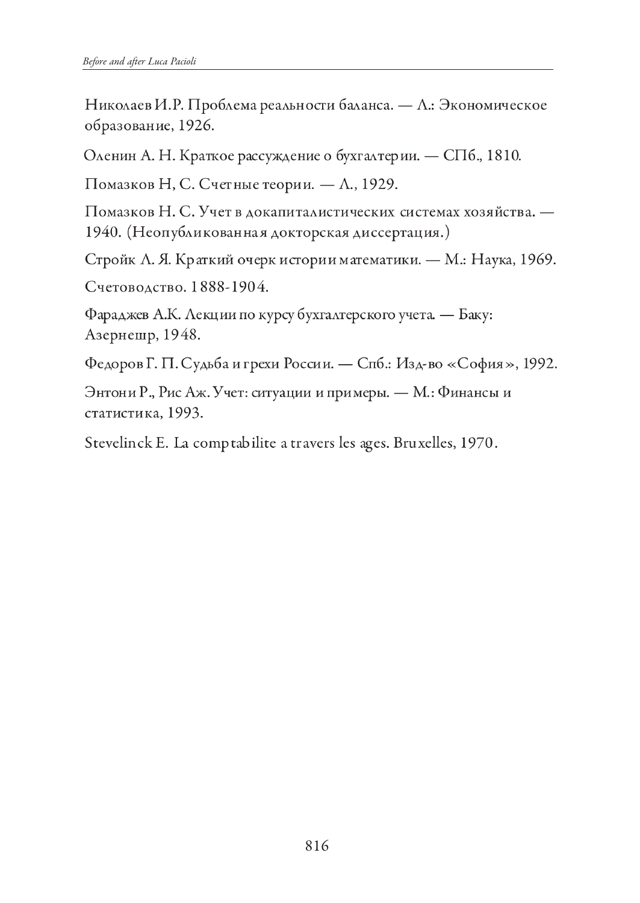Николаев И.Р. Проблема реальности баланса. — Л.: Экономическое образование, 1926.

Оленин А. Н. Краткое рассуждение о бухгалтерии. — СПб., 1810.

Помазков Н, С. Счетные теории. — Л., 1929.

Помазков Н. С. Учет в докапиталистических системах хозяйства. — 1940. (Неопубликованная докторская диссертация.)

Стройк Л. Я. Краткий очерк истории математики. — М.: Наука, 1969.

Счетоводство. 1888-1904.

Фараджев А.К. Лекции по курсу бухгалтерского учета. — Баку: Азернешр, 1948.

Федоров Г. П. Судьба и грехи России. — Спб.: Изд-во «София», 1992.

Энтони Р., Рис Аж. Учет: ситуации и примеры. — М.: Финансы и статистика, 1993.

Stevelinck E. La comptabilite a travers les ages. Bruxelles, 1970.